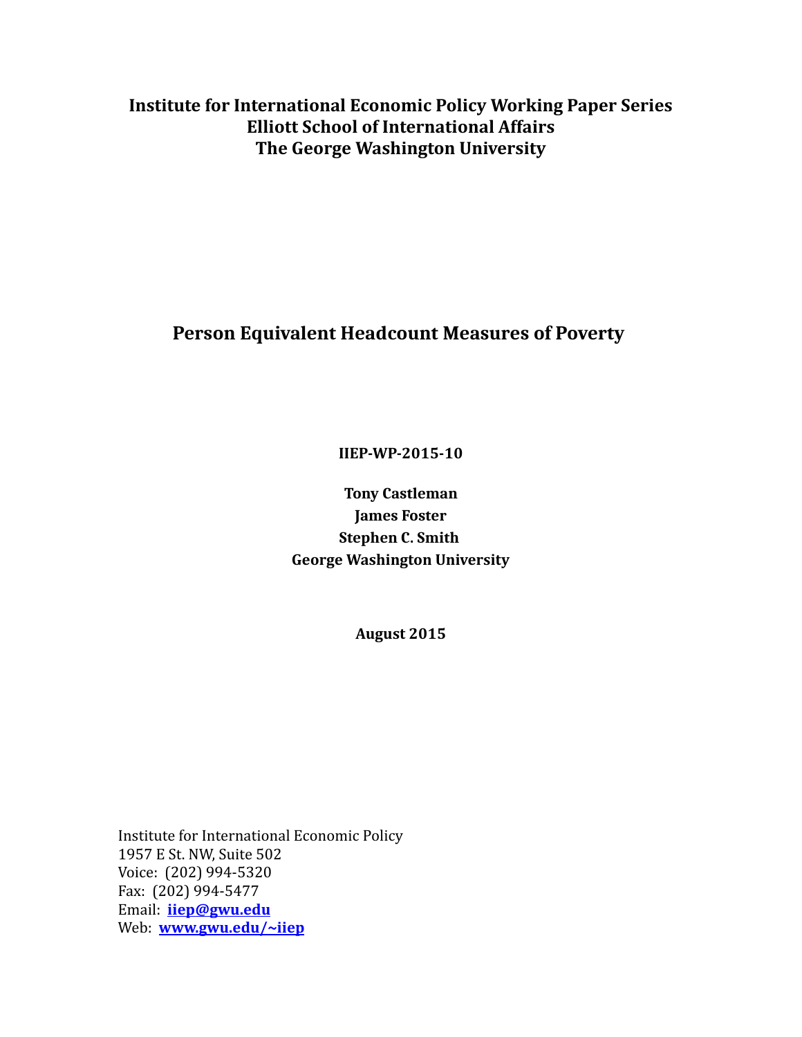**Institute for International Economic Policy Working Paper Series**
**Elliott School of International Affairs**
**The George Washington University**

# Person Equivalent Headcount Measures of Poverty

**IIEP-WP-2015-10**

**Tony Castleman**
**James Foster**
**Stephen C. Smith**
**George Washington University**

**August 2015**

Institute for International Economic Policy
1957 E St. NW, Suite 502
Voice: (202) 994-5320
Fax: (202) 994-5477
Email: **iiep@gwu.edu**
Web: **www.gwu.edu/~iiep**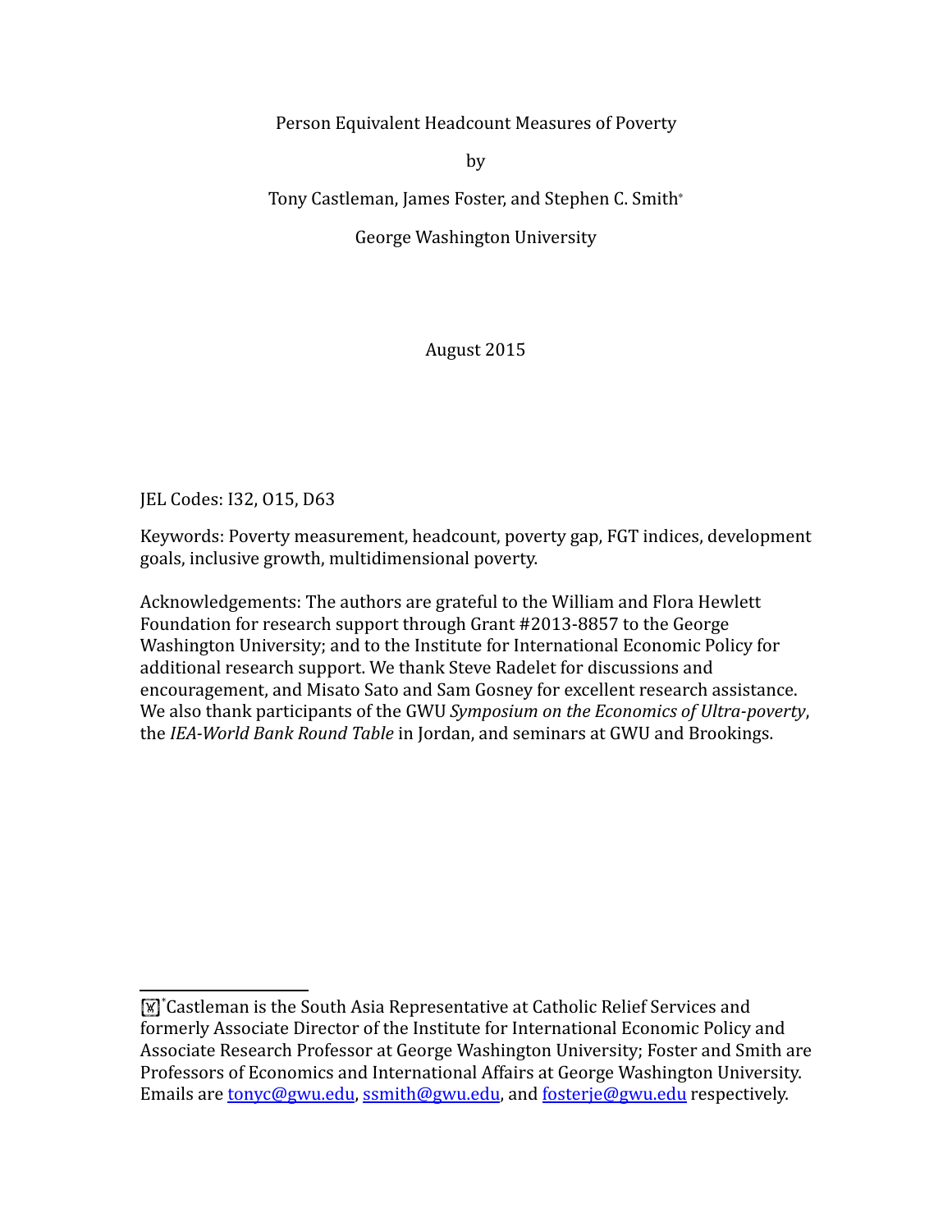Person Equivalent Headcount Measures of Poverty

by

Tony Castleman, James Foster, and Stephen C. Smith*

George Washington University

August 2015

JEL Codes: I32, O15, D63

Keywords: Poverty measurement, headcount, poverty gap, FGT indices, development goals, inclusive growth, multidimensional poverty.

Acknowledgements: The authors are grateful to the William and Flora Hewlett Foundation for research support through Grant #2013-8857 to the George Washington University; and to the Institute for International Economic Policy for additional research support. We thank Steve Radelet for discussions and encouragement, and Misato Sato and Sam Gosney for excellent research assistance. We also thank participants of the GWU *Symposium on the Economics of Ultra-poverty*, the *IEA-World Bank Round Table* in Jordan, and seminars at GWU and Brookings.

---

*Castleman is the South Asia Representative at Catholic Relief Services and formerly Associate Director of the Institute for International Economic Policy and Associate Research Professor at George Washington University; Foster and Smith are Professors of Economics and International Affairs at George Washington University. Emails are tonyc@gwu.edu, ssmith@gwu.edu, and fosterje@gwu.edu respectively.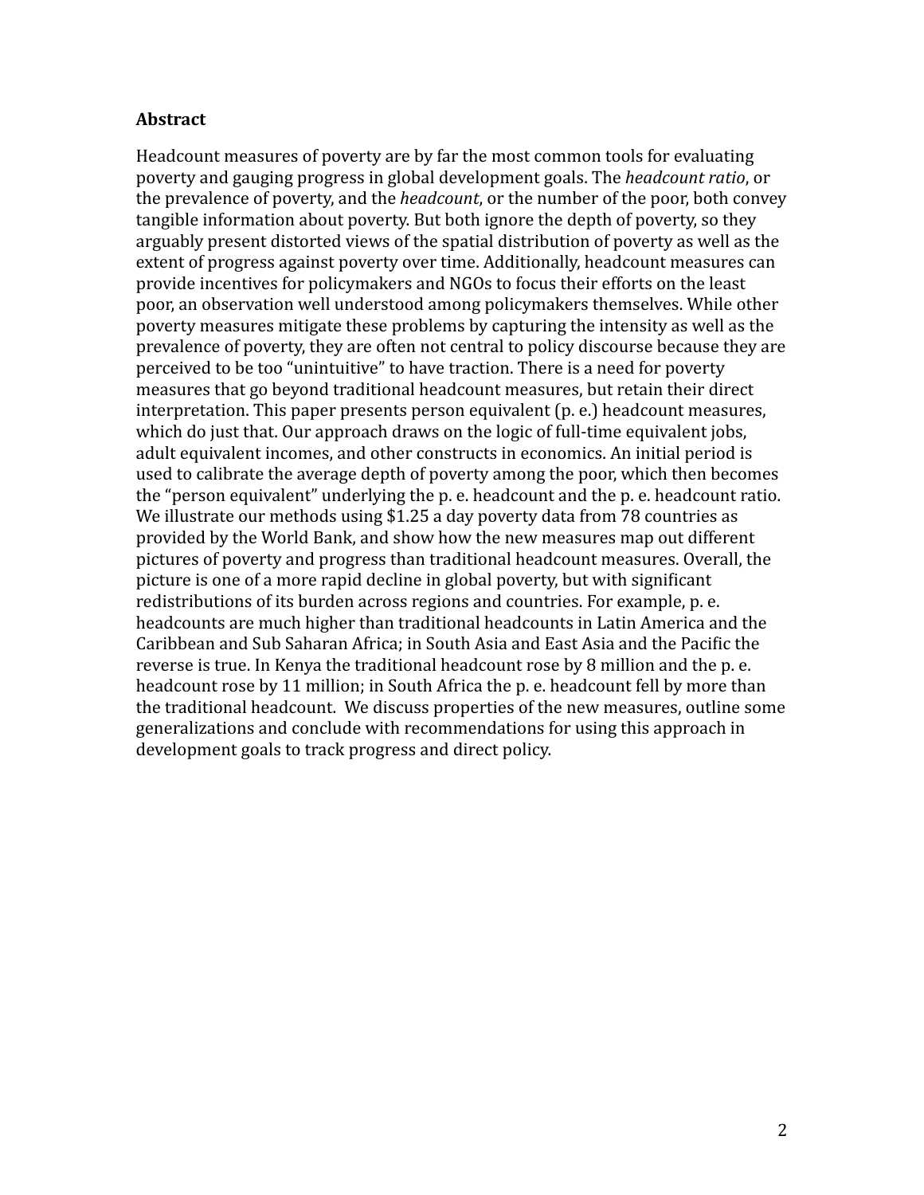**Abstract**

Headcount measures of poverty are by far the most common tools for evaluating poverty and gauging progress in global development goals. The *headcount ratio*, or the prevalence of poverty, and the *headcount*, or the number of the poor, both convey tangible information about poverty. But both ignore the depth of poverty, so they arguably present distorted views of the spatial distribution of poverty as well as the extent of progress against poverty over time. Additionally, headcount measures can provide incentives for policymakers and NGOs to focus their efforts on the least poor, an observation well understood among policymakers themselves. While other poverty measures mitigate these problems by capturing the intensity as well as the prevalence of poverty, they are often not central to policy discourse because they are perceived to be too "unintuitive" to have traction. There is a need for poverty measures that go beyond traditional headcount measures, but retain their direct interpretation. This paper presents person equivalent (p. e.) headcount measures, which do just that. Our approach draws on the logic of full-time equivalent jobs, adult equivalent incomes, and other constructs in economics. An initial period is used to calibrate the average depth of poverty among the poor, which then becomes the "person equivalent" underlying the p. e. headcount and the p. e. headcount ratio. We illustrate our methods using $1.25 a day poverty data from 78 countries as provided by the World Bank, and show how the new measures map out different pictures of poverty and progress than traditional headcount measures. Overall, the picture is one of a more rapid decline in global poverty, but with significant redistributions of its burden across regions and countries. For example, p. e. headcounts are much higher than traditional headcounts in Latin America and the Caribbean and Sub Saharan Africa; in South Asia and East Asia and the Pacific the reverse is true. In Kenya the traditional headcount rose by 8 million and the p. e. headcount rose by 11 million; in South Africa the p. e. headcount fell by more than the traditional headcount. We discuss properties of the new measures, outline some generalizations and conclude with recommendations for using this approach in development goals to track progress and direct policy.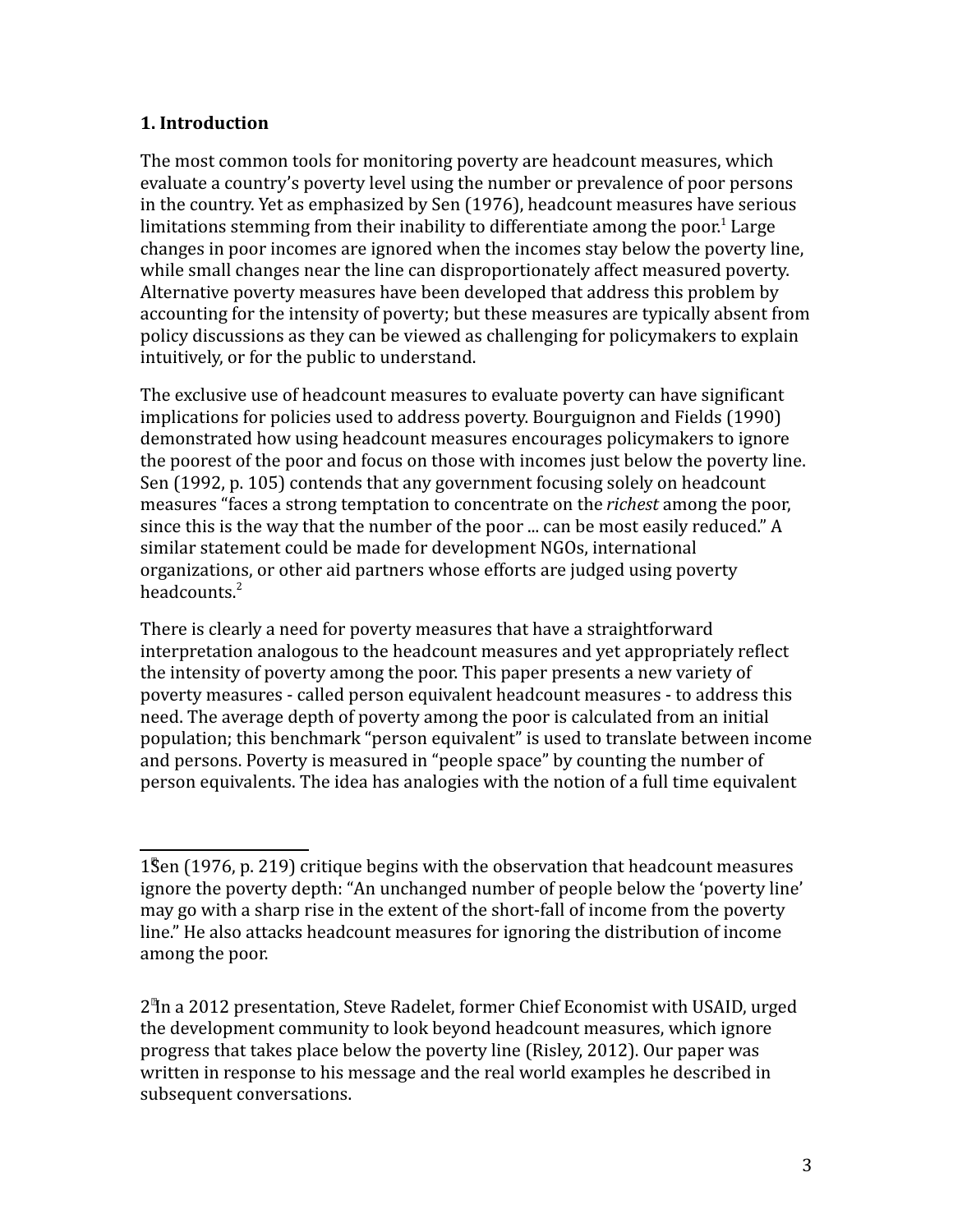## 1. Introduction

The most common tools for monitoring poverty are headcount measures, which evaluate a country's poverty level using the number or prevalence of poor persons in the country. Yet as emphasized by Sen (1976), headcount measures have serious limitations stemming from their inability to differentiate among the poor.[1] Large changes in poor incomes are ignored when the incomes stay below the poverty line, while small changes near the line can disproportionately affect measured poverty. Alternative poverty measures have been developed that address this problem by accounting for the intensity of poverty; but these measures are typically absent from policy discussions as they can be viewed as challenging for policymakers to explain intuitively, or for the public to understand.

The exclusive use of headcount measures to evaluate poverty can have significant implications for policies used to address poverty. Bourguignon and Fields (1990) demonstrated how using headcount measures encourages policymakers to ignore the poorest of the poor and focus on those with incomes just below the poverty line. Sen (1992, p. 105) contends that any government focusing solely on headcount measures "faces a strong temptation to concentrate on the *richest* among the poor, since this is the way that the number of the poor ... can be most easily reduced." A similar statement could be made for development NGOs, international organizations, or other aid partners whose efforts are judged using poverty headcounts.[2]

There is clearly a need for poverty measures that have a straightforward interpretation analogous to the headcount measures and yet appropriately reflect the intensity of poverty among the poor. This paper presents a new variety of poverty measures - called person equivalent headcount measures - to address this need. The average depth of poverty among the poor is calculated from an initial population; this benchmark "person equivalent" is used to translate between income and persons. Poverty is measured in "people space" by counting the number of person equivalents. The idea has analogies with the notion of a full time equivalent

---

[1] Sen (1976, p. 219) critique begins with the observation that headcount measures ignore the poverty depth: "An unchanged number of people below the 'poverty line' may go with a sharp rise in the extent of the short-fall of income from the poverty line." He also attacks headcount measures for ignoring the distribution of income among the poor.

[2] In a 2012 presentation, Steve Radelet, former Chief Economist with USAID, urged the development community to look beyond headcount measures, which ignore progress that takes place below the poverty line (Risley, 2012). Our paper was written in response to his message and the real world examples he described in subsequent conversations.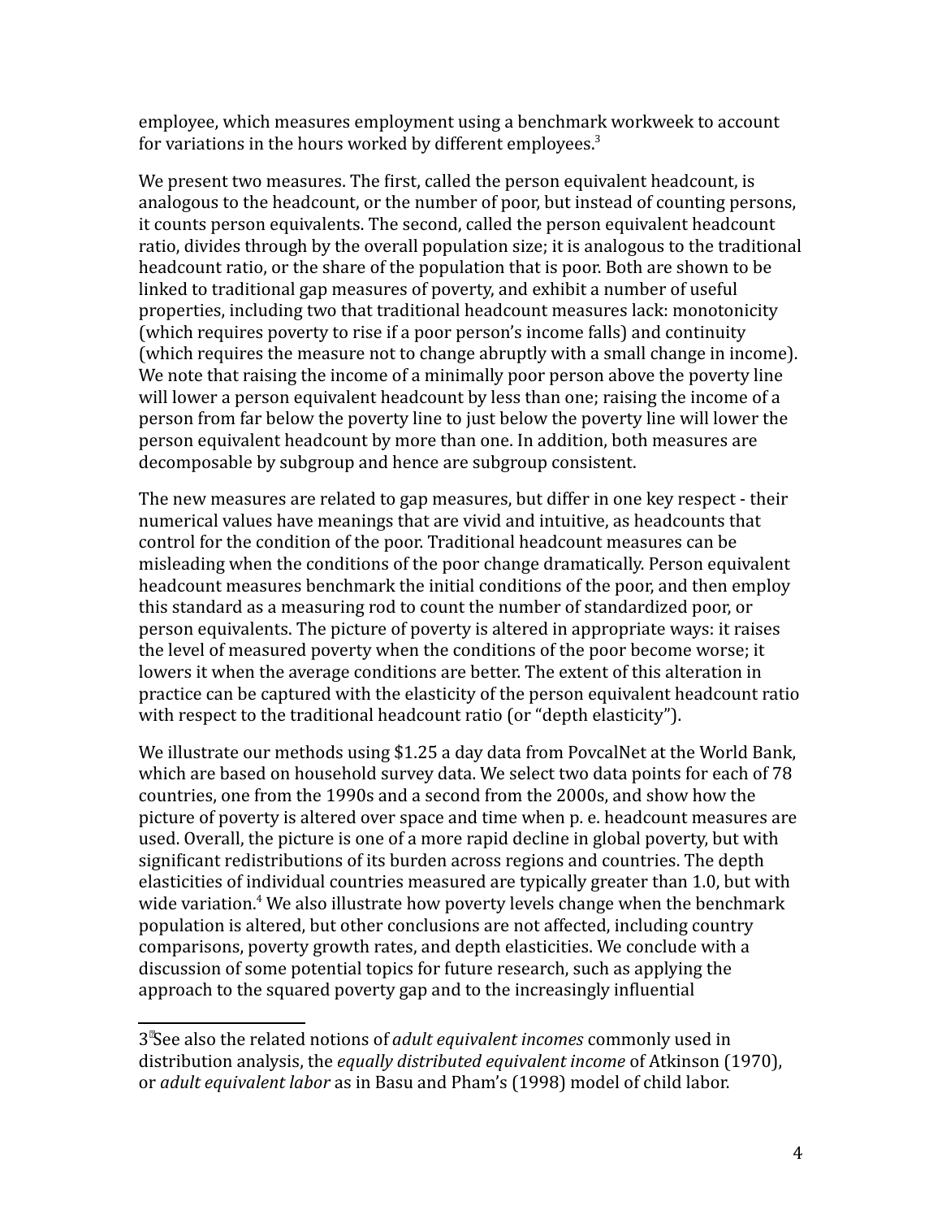employee, which measures employment using a benchmark workweek to account for variations in the hours worked by different employees.[3]

We present two measures. The first, called the person equivalent headcount, is analogous to the headcount, or the number of poor, but instead of counting persons, it counts person equivalents. The second, called the person equivalent headcount ratio, divides through by the overall population size; it is analogous to the traditional headcount ratio, or the share of the population that is poor. Both are shown to be linked to traditional gap measures of poverty, and exhibit a number of useful properties, including two that traditional headcount measures lack: monotonicity (which requires poverty to rise if a poor person's income falls) and continuity (which requires the measure not to change abruptly with a small change in income). We note that raising the income of a minimally poor person above the poverty line will lower a person equivalent headcount by less than one; raising the income of a person from far below the poverty line to just below the poverty line will lower the person equivalent headcount by more than one. In addition, both measures are decomposable by subgroup and hence are subgroup consistent.

The new measures are related to gap measures, but differ in one key respect - their numerical values have meanings that are vivid and intuitive, as headcounts that control for the condition of the poor. Traditional headcount measures can be misleading when the conditions of the poor change dramatically. Person equivalent headcount measures benchmark the initial conditions of the poor, and then employ this standard as a measuring rod to count the number of standardized poor, or person equivalents. The picture of poverty is altered in appropriate ways: it raises the level of measured poverty when the conditions of the poor become worse; it lowers it when the average conditions are better. The extent of this alteration in practice can be captured with the elasticity of the person equivalent headcount ratio with respect to the traditional headcount ratio (or "depth elasticity").

We illustrate our methods using $1.25 a day data from PovcalNet at the World Bank, which are based on household survey data. We select two data points for each of 78 countries, one from the 1990s and a second from the 2000s, and show how the picture of poverty is altered over space and time when p. e. headcount measures are used. Overall, the picture is one of a more rapid decline in global poverty, but with significant redistributions of its burden across regions and countries. The depth elasticities of individual countries measured are typically greater than 1.0, but with wide variation.[4] We also illustrate how poverty levels change when the benchmark population is altered, but other conclusions are not affected, including country comparisons, poverty growth rates, and depth elasticities. We conclude with a discussion of some potential topics for future research, such as applying the approach to the squared poverty gap and to the increasingly influential

---

[3] See also the related notions of *adult equivalent incomes* commonly used in distribution analysis, the *equally distributed equivalent income* of Atkinson (1970), or *adult equivalent labor* as in Basu and Pham's (1998) model of child labor.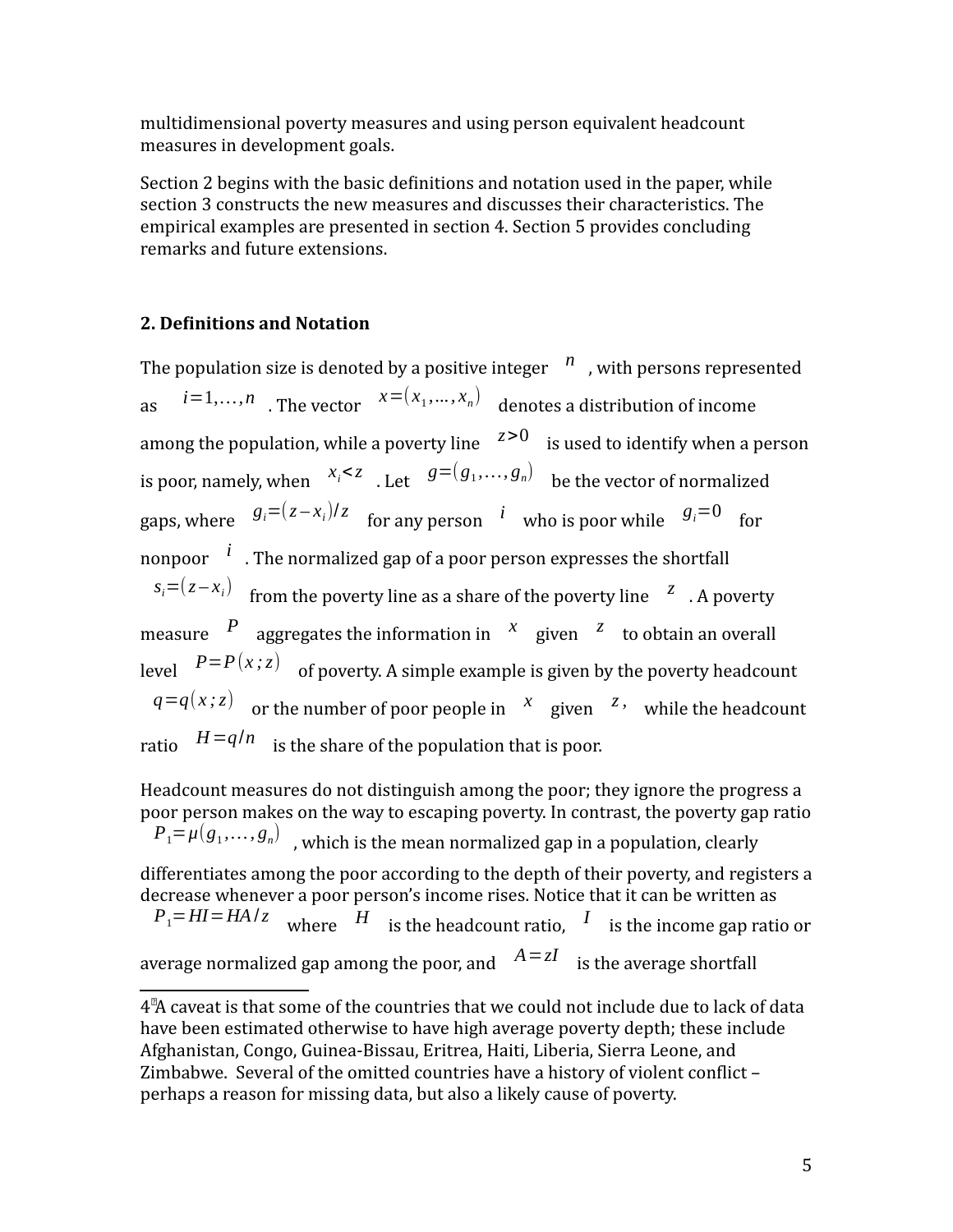multidimensional poverty measures and using person equivalent headcount measures in development goals.

Section 2 begins with the basic definitions and notation used in the paper, while section 3 constructs the new measures and discusses their characteristics. The empirical examples are presented in section 4. Section 5 provides concluding remarks and future extensions.

## 2. Definitions and Notation

The population size is denoted by a positive integer $n$, with persons represented as $i=1,\ldots,n$. The vector $x=(x_1,\ldots,x_n)$ denotes a distribution of income among the population, while a poverty line $z>0$ is used to identify when a person is poor, namely, when $x_i<z$. Let $g=(g_1,\ldots,g_n)$ be the vector of normalized gaps, where $g_i=(z-x_i)/z$ for any person $i$ who is poor while $g_i=0$ for nonpoor $i$. The normalized gap of a poor person expresses the shortfall $s_i=(z-x_i)$ from the poverty line as a share of the poverty line $z$. A poverty measure $P$ aggregates the information in $x$ given $z$ to obtain an overall level $P=P(x;z)$ of poverty. A simple example is given by the poverty headcount $q=q(x;z)$ or the number of poor people in $x$ given $z$, while the headcount ratio $H=q/n$ is the share of the population that is poor.

Headcount measures do not distinguish among the poor; they ignore the progress a poor person makes on the way to escaping poverty. In contrast, the poverty gap ratio $P_1=\mu(g_1,\ldots,g_n)$, which is the mean normalized gap in a population, clearly differentiates among the poor according to the depth of their poverty, and registers a decrease whenever a poor person's income rises. Notice that it can be written as $P_1=HI=HA/z$ where $H$ is the headcount ratio, $I$ is the income gap ratio or average normalized gap among the poor, and $A=zI$ is the average shortfall

---

[4] A caveat is that some of the countries that we could not include due to lack of data have been estimated otherwise to have high average poverty depth; these include Afghanistan, Congo, Guinea-Bissau, Eritrea, Haiti, Liberia, Sierra Leone, and Zimbabwe. Several of the omitted countries have a history of violent conflict – perhaps a reason for missing data, but also a likely cause of poverty.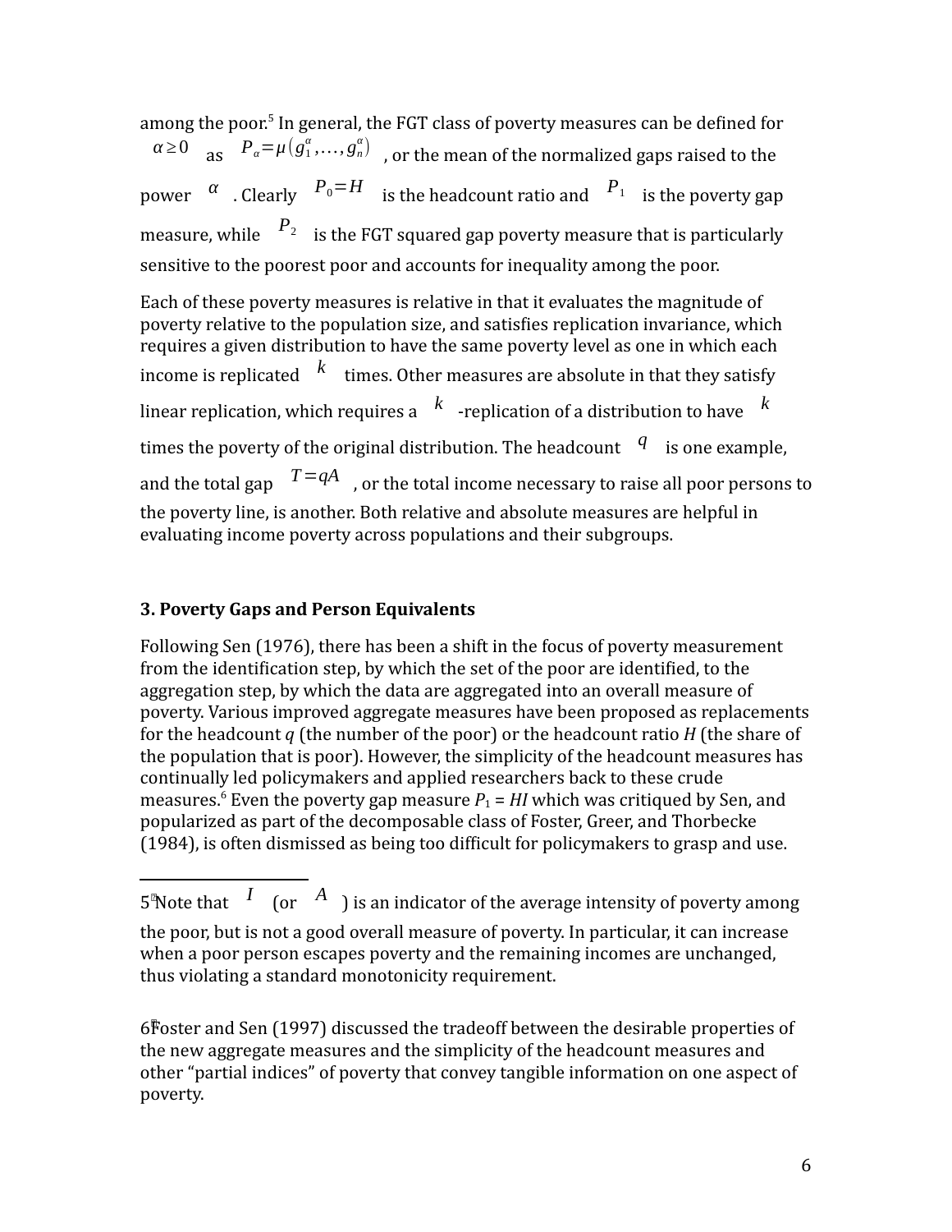among the poor.[5] In general, the FGT class of poverty measures can be defined for $\alpha \geq 0$ as $P_\alpha = \mu(g_1^\alpha, \ldots, g_n^\alpha)$, or the mean of the normalized gaps raised to the power $\alpha$. Clearly $P_0 = H$ is the headcount ratio and $P_1$ is the poverty gap measure, while $P_2$ is the FGT squared gap poverty measure that is particularly sensitive to the poorest poor and accounts for inequality among the poor.

Each of these poverty measures is relative in that it evaluates the magnitude of poverty relative to the population size, and satisfies replication invariance, which requires a given distribution to have the same poverty level as one in which each income is replicated $k$ times. Other measures are absolute in that they satisfy linear replication, which requires a $k$-replication of a distribution to have $k$ times the poverty of the original distribution. The headcount $q$ is one example, and the total gap $T = qA$, or the total income necessary to raise all poor persons to the poverty line, is another. Both relative and absolute measures are helpful in evaluating income poverty across populations and their subgroups.

### 3. Poverty Gaps and Person Equivalents

Following Sen (1976), there has been a shift in the focus of poverty measurement from the identification step, by which the set of the poor are identified, to the aggregation step, by which the data are aggregated into an overall measure of poverty. Various improved aggregate measures have been proposed as replacements for the headcount *q* (the number of the poor) or the headcount ratio *H* (the share of the population that is poor). However, the simplicity of the headcount measures has continually led policymakers and applied researchers back to these crude measures.[6] Even the poverty gap measure $P_1 = HI$ which was critiqued by Sen, and popularized as part of the decomposable class of Foster, Greer, and Thorbecke (1984), is often dismissed as being too difficult for policymakers to grasp and use.

---

[5] Note that $I$ (or $A$) is an indicator of the average intensity of poverty among the poor, but is not a good overall measure of poverty. In particular, it can increase when a poor person escapes poverty and the remaining incomes are unchanged, thus violating a standard monotonicity requirement.

[6] Foster and Sen (1997) discussed the tradeoff between the desirable properties of the new aggregate measures and the simplicity of the headcount measures and other "partial indices" of poverty that convey tangible information on one aspect of poverty.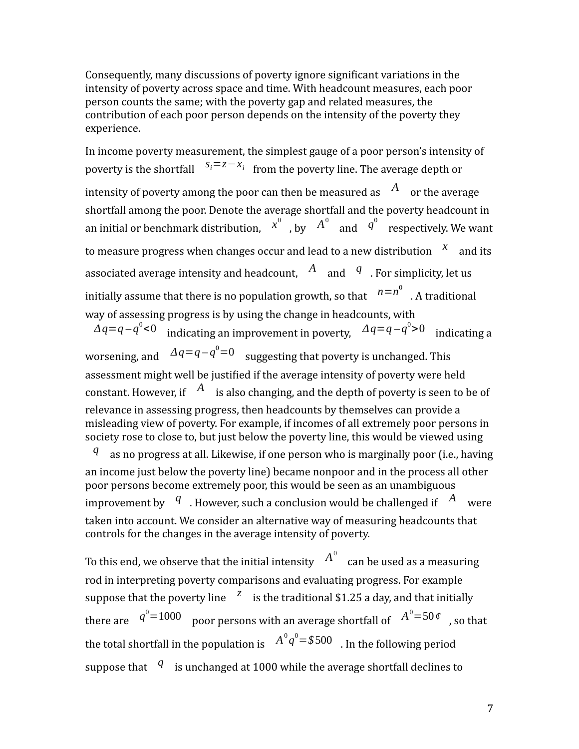Consequently, many discussions of poverty ignore significant variations in the intensity of poverty across space and time. With headcount measures, each poor person counts the same; with the poverty gap and related measures, the contribution of each poor person depends on the intensity of the poverty they experience.

In income poverty measurement, the simplest gauge of a poor person's intensity of poverty is the shortfall $s_i = z - x_i$ from the poverty line. The average depth or intensity of poverty among the poor can then be measured as $A$ or the average shortfall among the poor. Denote the average shortfall and the poverty headcount in an initial or benchmark distribution, $x^0$, by $A^0$ and $q^0$ respectively. We want to measure progress when changes occur and lead to a new distribution $x$ and its associated average intensity and headcount, $A$ and $q$. For simplicity, let us initially assume that there is no population growth, so that $n = n^0$. A traditional way of assessing progress is by using the change in headcounts, with $\Delta q = q - q^0 < 0$ indicating an improvement in poverty, $\Delta q = q - q^0 > 0$ indicating a worsening, and $\Delta q = q - q^0 = 0$ suggesting that poverty is unchanged. This assessment might well be justified if the average intensity of poverty were held constant. However, if $A$ is also changing, and the depth of poverty is seen to be of relevance in assessing progress, then headcounts by themselves can provide a misleading view of poverty. For example, if incomes of all extremely poor persons in society rose to close to, but just below the poverty line, this would be viewed using $q$ as no progress at all. Likewise, if one person who is marginally poor (i.e., having an income just below the poverty line) became nonpoor and in the process all other poor persons become extremely poor, this would be seen as an unambiguous improvement by $q$. However, such a conclusion would be challenged if $A$ were taken into account. We consider an alternative way of measuring headcounts that controls for the changes in the average intensity of poverty.

To this end, we observe that the initial intensity $A^0$ can be used as a measuring rod in interpreting poverty comparisons and evaluating progress. For example suppose that the poverty line $z$ is the traditional $1.25 a day, and that initially there are $q^0 = 1000$ poor persons with an average shortfall of $A^0 = 50¢$, so that the total shortfall in the population is $A^0 q^0 = \$500$. In the following period suppose that $q$ is unchanged at 1000 while the average shortfall declines to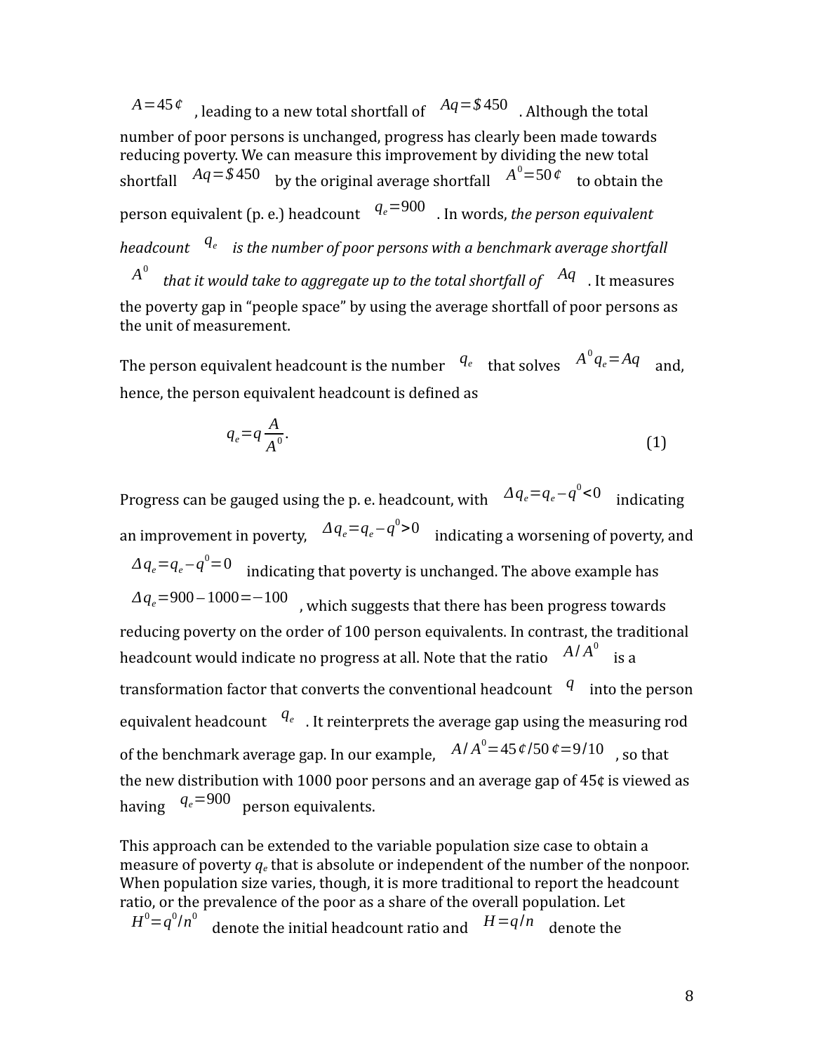$A = 45¢$, leading to a new total shortfall of $Aq = \$450$. Although the total number of poor persons is unchanged, progress has clearly been made towards reducing poverty. We can measure this improvement by dividing the new total shortfall $Aq = \$450$ by the original average shortfall $A^0 = 50¢$ to obtain the person equivalent (p. e.) headcount $q_e = 900$. In words, *the person equivalent headcount* $q_e$ *is the number of poor persons with a benchmark average shortfall* $A^0$ *that it would take to aggregate up to the total shortfall of* $Aq$. It measures the poverty gap in "people space" by using the average shortfall of poor persons as the unit of measurement.

The person equivalent headcount is the number $q_e$ that solves $A^0 q_e = Aq$ and, hence, the person equivalent headcount is defined as

$$q_e = q \frac{A}{A^0}. \tag{1}$$

Progress can be gauged using the p. e. headcount, with $\Delta q_e = q_e - q^0 < 0$ indicating an improvement in poverty, $\Delta q_e = q_e - q^0 > 0$ indicating a worsening of poverty, and $\Delta q_e = q_e - q^0 = 0$ indicating that poverty is unchanged. The above example has $\Delta q_e = 900 - 1000 = -100$, which suggests that there has been progress towards reducing poverty on the order of 100 person equivalents. In contrast, the traditional headcount would indicate no progress at all. Note that the ratio $A/A^0$ is a transformation factor that converts the conventional headcount $q$ into the person equivalent headcount $q_e$. It reinterprets the average gap using the measuring rod of the benchmark average gap. In our example, $A/A^0 = 45¢/50¢ = 9/10$, so that the new distribution with 1000 poor persons and an average gap of 45¢ is viewed as having $q_e = 900$ person equivalents.

This approach can be extended to the variable population size case to obtain a measure of poverty $q_e$ that is absolute or independent of the number of the nonpoor. When population size varies, though, it is more traditional to report the headcount ratio, or the prevalence of the poor as a share of the overall population. Let $H^0 = q^0/n^0$ denote the initial headcount ratio and $H = q/n$ denote the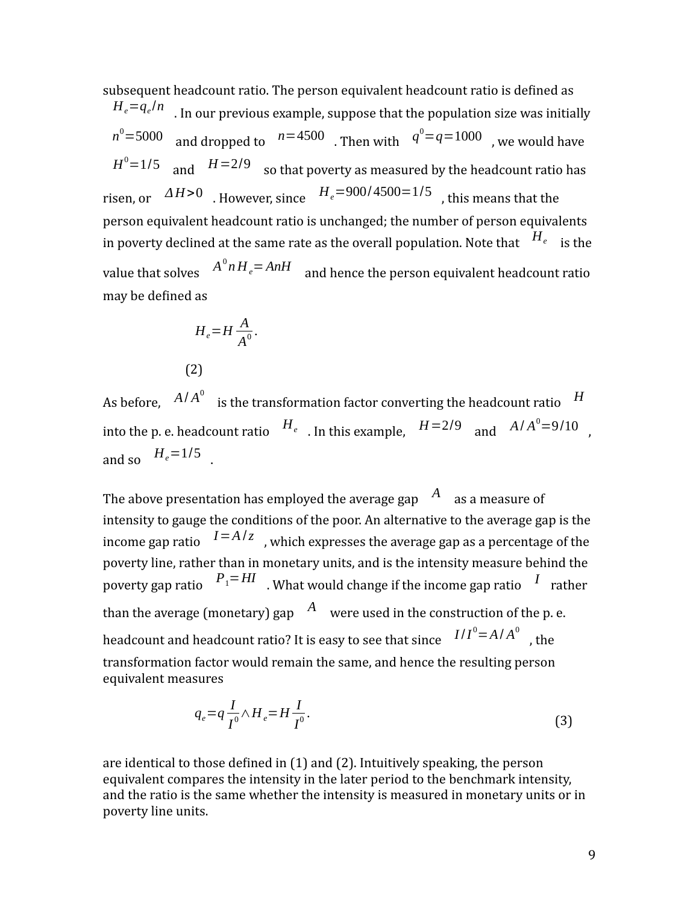subsequent headcount ratio. The person equivalent headcount ratio is defined as $H_e = q_e / n$. In our previous example, suppose that the population size was initially $n^0 = 5000$ and dropped to $n = 4500$. Then with $q^0 = q = 1000$, we would have $H^0 = 1/5$ and $H = 2/9$ so that poverty as measured by the headcount ratio has risen, or $\Delta H > 0$. However, since $H_e = 900/4500 = 1/5$, this means that the person equivalent headcount ratio is unchanged; the number of person equivalents in poverty declined at the same rate as the overall population. Note that $H_e$ is the value that solves $A^0 n H_e = AnH$ and hence the person equivalent headcount ratio may be defined as

$$H_e = H \frac{A}{A^0}. \tag{2}$$

As before, $A/A^0$ is the transformation factor converting the headcount ratio $H$ into the p. e. headcount ratio $H_e$. In this example, $H = 2/9$ and $A/A^0 = 9/10$, and so $H_e = 1/5$.

The above presentation has employed the average gap $A$ as a measure of intensity to gauge the conditions of the poor. An alternative to the average gap is the income gap ratio $I = A/z$, which expresses the average gap as a percentage of the poverty line, rather than in monetary units, and is the intensity measure behind the poverty gap ratio $P_1 = HI$. What would change if the income gap ratio $I$ rather than the average (monetary) gap $A$ were used in the construction of the p. e. headcount and headcount ratio? It is easy to see that since $I/I^0 = A/A^0$, the transformation factor would remain the same, and hence the resulting person equivalent measures

$$q_e = q \frac{I}{I^0} \wedge H_e = H \frac{I}{I^0}. \tag{3}$$

are identical to those defined in (1) and (2). Intuitively speaking, the person equivalent compares the intensity in the later period to the benchmark intensity, and the ratio is the same whether the intensity is measured in monetary units or in poverty line units.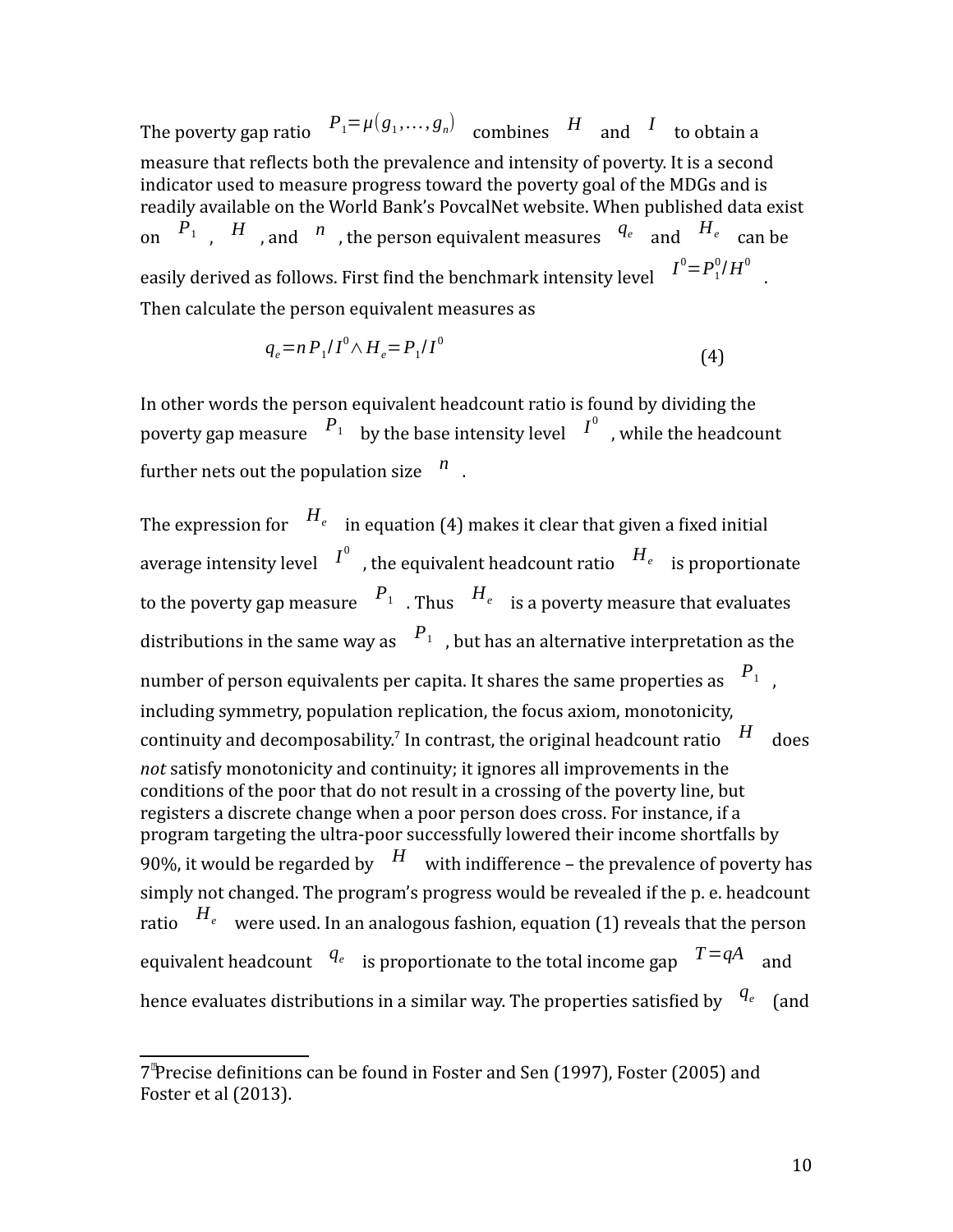The poverty gap ratio $P_1 = \mu(g_1, \ldots, g_n)$ combines $H$ and $I$ to obtain a measure that reflects both the prevalence and intensity of poverty. It is a second indicator used to measure progress toward the poverty goal of the MDGs and is readily available on the World Bank's PovcalNet website. When published data exist on $P_1$, $H$, and $n$, the person equivalent measures $q_e$ and $H_e$ can be easily derived as follows. First find the benchmark intensity level $I^0 = P_1^0 / H^0$. Then calculate the person equivalent measures as

$$q_e = nP_1 / I^0 \wedge H_e = P_1 / I^0 \tag{4}$$

In other words the person equivalent headcount ratio is found by dividing the poverty gap measure $P_1$ by the base intensity level $I^0$, while the headcount further nets out the population size $n$.

The expression for $H_e$ in equation (4) makes it clear that given a fixed initial average intensity level $I^0$, the equivalent headcount ratio $H_e$ is proportionate to the poverty gap measure $P_1$. Thus $H_e$ is a poverty measure that evaluates distributions in the same way as $P_1$, but has an alternative interpretation as the number of person equivalents per capita. It shares the same properties as $P_1$, including symmetry, population replication, the focus axiom, monotonicity, continuity and decomposability.[7] In contrast, the original headcount ratio $H$ does *not* satisfy monotonicity and continuity; it ignores all improvements in the conditions of the poor that do not result in a crossing of the poverty line, but registers a discrete change when a poor person does cross. For instance, if a program targeting the ultra-poor successfully lowered their income shortfalls by 90%, it would be regarded by $H$ with indifference – the prevalence of poverty has simply not changed. The program's progress would be revealed if the p. e. headcount ratio $H_e$ were used. In an analogous fashion, equation (1) reveals that the person equivalent headcount $q_e$ is proportionate to the total income gap $T = qA$ and hence evaluates distributions in a similar way. The properties satisfied by $q_e$ (and

---

[7] Precise definitions can be found in Foster and Sen (1997), Foster (2005) and Foster et al (2013).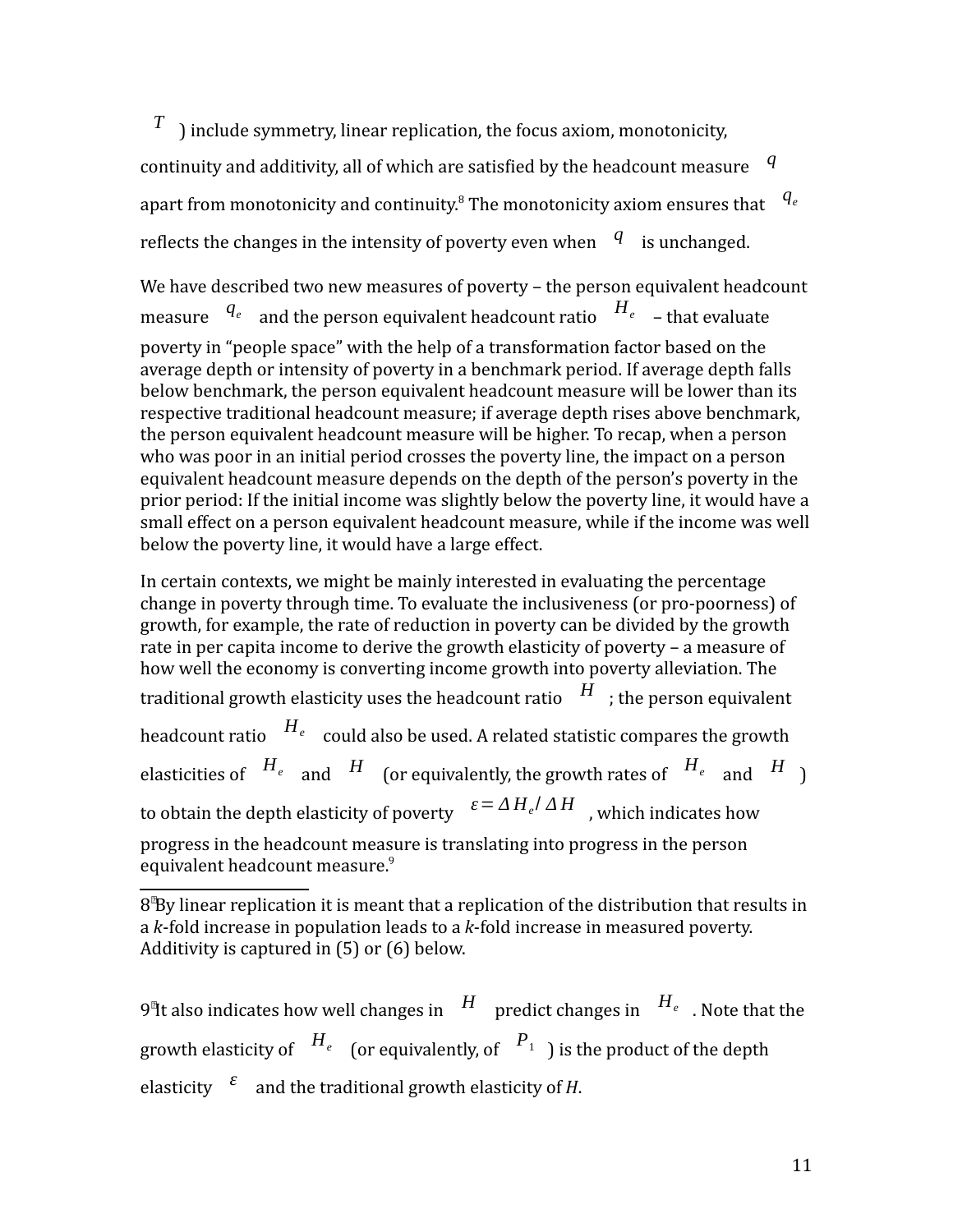$T$ ) include symmetry, linear replication, the focus axiom, monotonicity, continuity and additivity, all of which are satisfied by the headcount measure $q$ apart from monotonicity and continuity.[8] The monotonicity axiom ensures that $q_e$ reflects the changes in the intensity of poverty even when $q$ is unchanged.

We have described two new measures of poverty – the person equivalent headcount measure $q_e$ and the person equivalent headcount ratio $H_e$ – that evaluate poverty in "people space" with the help of a transformation factor based on the average depth or intensity of poverty in a benchmark period. If average depth falls below benchmark, the person equivalent headcount measure will be lower than its respective traditional headcount measure; if average depth rises above benchmark, the person equivalent headcount measure will be higher. To recap, when a person who was poor in an initial period crosses the poverty line, the impact on a person equivalent headcount measure depends on the depth of the person's poverty in the prior period: If the initial income was slightly below the poverty line, it would have a small effect on a person equivalent headcount measure, while if the income was well below the poverty line, it would have a large effect.

In certain contexts, we might be mainly interested in evaluating the percentage change in poverty through time. To evaluate the inclusiveness (or pro-poorness) of growth, for example, the rate of reduction in poverty can be divided by the growth rate in per capita income to derive the growth elasticity of poverty – a measure of how well the economy is converting income growth into poverty alleviation. The traditional growth elasticity uses the headcount ratio $H$ ; the person equivalent headcount ratio $H_e$ could also be used. A related statistic compares the growth elasticities of $H_e$ and $H$ (or equivalently, the growth rates of $H_e$ and $H$ ) to obtain the depth elasticity of poverty $\varepsilon = \Delta H_e / \Delta H$ , which indicates how progress in the headcount measure is translating into progress in the person equivalent headcount measure.[9]

---

[8] By linear replication it is meant that a replication of the distribution that results in a *k*-fold increase in population leads to a *k*-fold increase in measured poverty. Additivity is captured in (5) or (6) below.

[9] It also indicates how well changes in $H$ predict changes in $H_e$ . Note that the growth elasticity of $H_e$ (or equivalently, of $P_1$ ) is the product of the depth elasticity $\varepsilon$ and the traditional growth elasticity of *H*.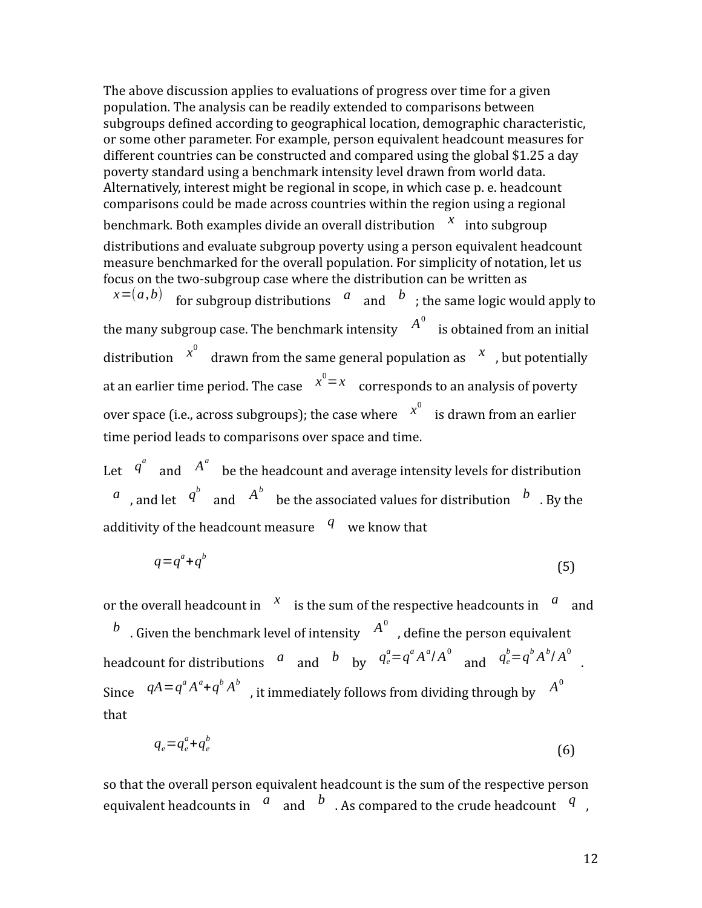The above discussion applies to evaluations of progress over time for a given population. The analysis can be readily extended to comparisons between subgroups defined according to geographical location, demographic characteristic, or some other parameter. For example, person equivalent headcount measures for different countries can be constructed and compared using the global \$1.25 a day poverty standard using a benchmark intensity level drawn from world data. Alternatively, interest might be regional in scope, in which case p. e. headcount comparisons could be made across countries within the region using a regional benchmark. Both examples divide an overall distribution $x$ into subgroup distributions and evaluate subgroup poverty using a person equivalent headcount measure benchmarked for the overall population. For simplicity of notation, let us focus on the two-subgroup case where the distribution can be written as $x=(a,b)$ for subgroup distributions $a$ and $b$; the same logic would apply to the many subgroup case. The benchmark intensity $A^0$ is obtained from an initial distribution $x^0$ drawn from the same general population as $x$, but potentially at an earlier time period. The case $x^0=x$ corresponds to an analysis of poverty over space (i.e., across subgroups); the case where $x^0$ is drawn from an earlier time period leads to comparisons over space and time.

Let $q^a$ and $A^a$ be the headcount and average intensity levels for distribution $a$, and let $q^b$ and $A^b$ be the associated values for distribution $b$. By the additivity of the headcount measure $q$ we know that

$$q=q^a+q^b \tag{5}$$

or the overall headcount in $x$ is the sum of the respective headcounts in $a$ and $b$. Given the benchmark level of intensity $A^0$, define the person equivalent headcount for distributions $a$ and $b$ by $q_e^a=q^a A^a/A^0$ and $q_e^b=q^b A^b/A^0$. Since $qA=q^a A^a+q^b A^b$, it immediately follows from dividing through by $A^0$ that

$$q_e=q_e^a+q_e^b \tag{6}$$

so that the overall person equivalent headcount is the sum of the respective person equivalent headcounts in $a$ and $b$. As compared to the crude headcount $q$,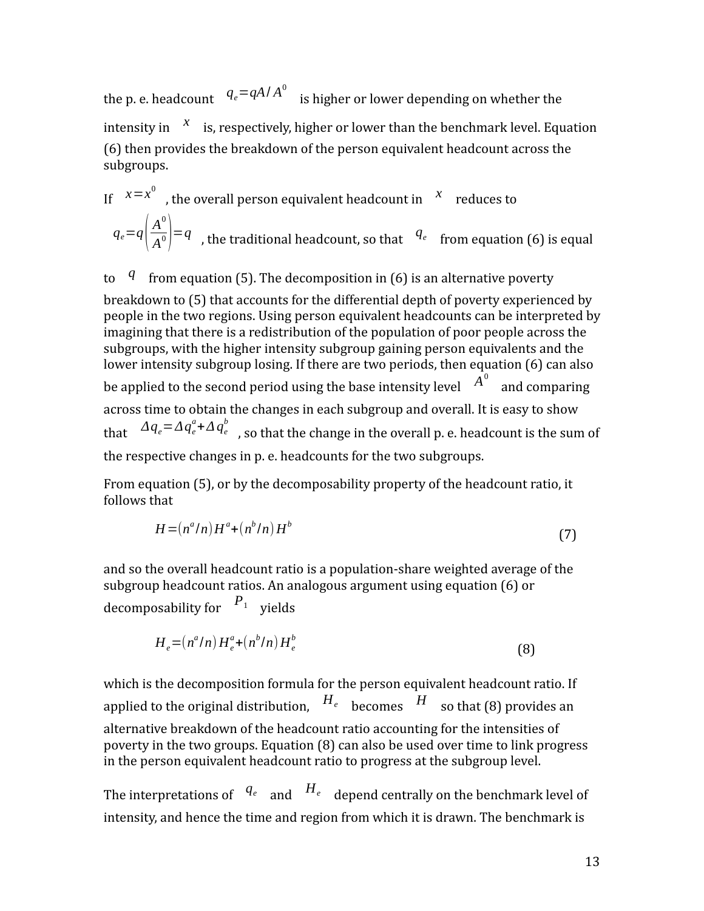the p. e. headcount $q_e = qA/A^0$ is higher or lower depending on whether the intensity in $x$ is, respectively, higher or lower than the benchmark level. Equation (6) then provides the breakdown of the person equivalent headcount across the subgroups.

If $x = x^0$, the overall person equivalent headcount in $x$ reduces to $q_e = q\left(\frac{A^0}{A^0}\right) = q$, the traditional headcount, so that $q_e$ from equation (6) is equal to $q$ from equation (5). The decomposition in (6) is an alternative poverty breakdown to (5) that accounts for the differential depth of poverty experienced by people in the two regions. Using person equivalent headcounts can be interpreted by imagining that there is a redistribution of the population of poor people across the subgroups, with the higher intensity subgroup gaining person equivalents and the lower intensity subgroup losing. If there are two periods, then equation (6) can also be applied to the second period using the base intensity level $A^0$ and comparing across time to obtain the changes in each subgroup and overall. It is easy to show that $\Delta q_e = \Delta q_e^a + \Delta q_e^b$, so that the change in the overall p. e. headcount is the sum of the respective changes in p. e. headcounts for the two subgroups.

From equation (5), or by the decomposability property of the headcount ratio, it follows that

$$H = (n^a/n)H^a + (n^b/n)H^b \tag{7}$$

and so the overall headcount ratio is a population-share weighted average of the subgroup headcount ratios. An analogous argument using equation (6) or decomposability for $P_1$ yields

$$H_e = (n^a/n)H_e^a + (n^b/n)H_e^b \tag{8}$$

which is the decomposition formula for the person equivalent headcount ratio. If applied to the original distribution, $H_e$ becomes $H$ so that (8) provides an alternative breakdown of the headcount ratio accounting for the intensities of poverty in the two groups. Equation (8) can also be used over time to link progress in the person equivalent headcount ratio to progress at the subgroup level.

The interpretations of $q_e$ and $H_e$ depend centrally on the benchmark level of intensity, and hence the time and region from which it is drawn. The benchmark is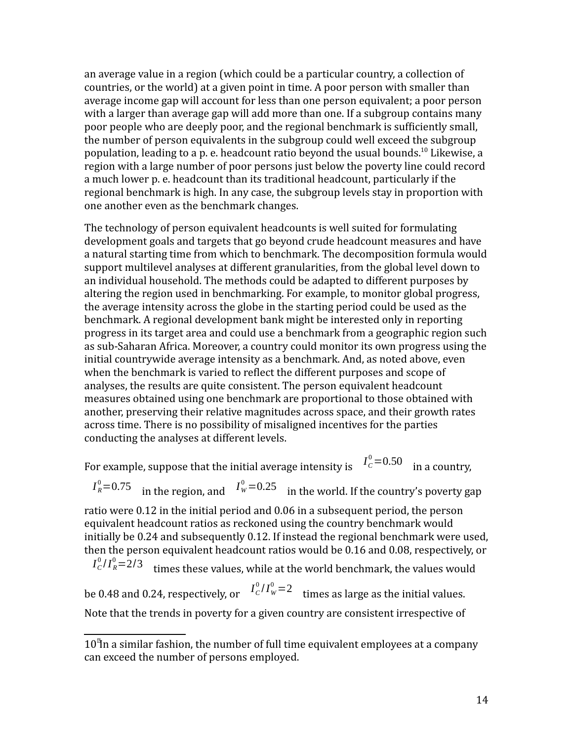an average value in a region (which could be a particular country, a collection of countries, or the world) at a given point in time. A poor person with smaller than average income gap will account for less than one person equivalent; a poor person with a larger than average gap will add more than one. If a subgroup contains many poor people who are deeply poor, and the regional benchmark is sufficiently small, the number of person equivalents in the subgroup could well exceed the subgroup population, leading to a p. e. headcount ratio beyond the usual bounds.[10] Likewise, a region with a large number of poor persons just below the poverty line could record a much lower p. e. headcount than its traditional headcount, particularly if the regional benchmark is high. In any case, the subgroup levels stay in proportion with one another even as the benchmark changes.

The technology of person equivalent headcounts is well suited for formulating development goals and targets that go beyond crude headcount measures and have a natural starting time from which to benchmark. The decomposition formula would support multilevel analyses at different granularities, from the global level down to an individual household. The methods could be adapted to different purposes by altering the region used in benchmarking. For example, to monitor global progress, the average intensity across the globe in the starting period could be used as the benchmark. A regional development bank might be interested only in reporting progress in its target area and could use a benchmark from a geographic region such as sub-Saharan Africa. Moreover, a country could monitor its own progress using the initial countrywide average intensity as a benchmark. And, as noted above, even when the benchmark is varied to reflect the different purposes and scope of analyses, the results are quite consistent. The person equivalent headcount measures obtained using one benchmark are proportional to those obtained with another, preserving their relative magnitudes across space, and their growth rates across time. There is no possibility of misaligned incentives for the parties conducting the analyses at different levels.

For example, suppose that the initial average intensity is $I_C^0 = 0.50$ in a country, $I_R^0 = 0.75$ in the region, and $I_W^0 = 0.25$ in the world. If the country's poverty gap ratio were 0.12 in the initial period and 0.06 in a subsequent period, the person equivalent headcount ratios as reckoned using the country benchmark would initially be 0.24 and subsequently 0.12. If instead the regional benchmark were used, then the person equivalent headcount ratios would be 0.16 and 0.08, respectively, or $I_C^0 / I_R^0 = 2/3$ times these values, while at the world benchmark, the values would be 0.48 and 0.24, respectively, or $I_C^0 / I_W^0 = 2$ times as large as the initial values. Note that the trends in poverty for a given country are consistent irrespective of

[10] In a similar fashion, the number of full time equivalent employees at a company can exceed the number of persons employed.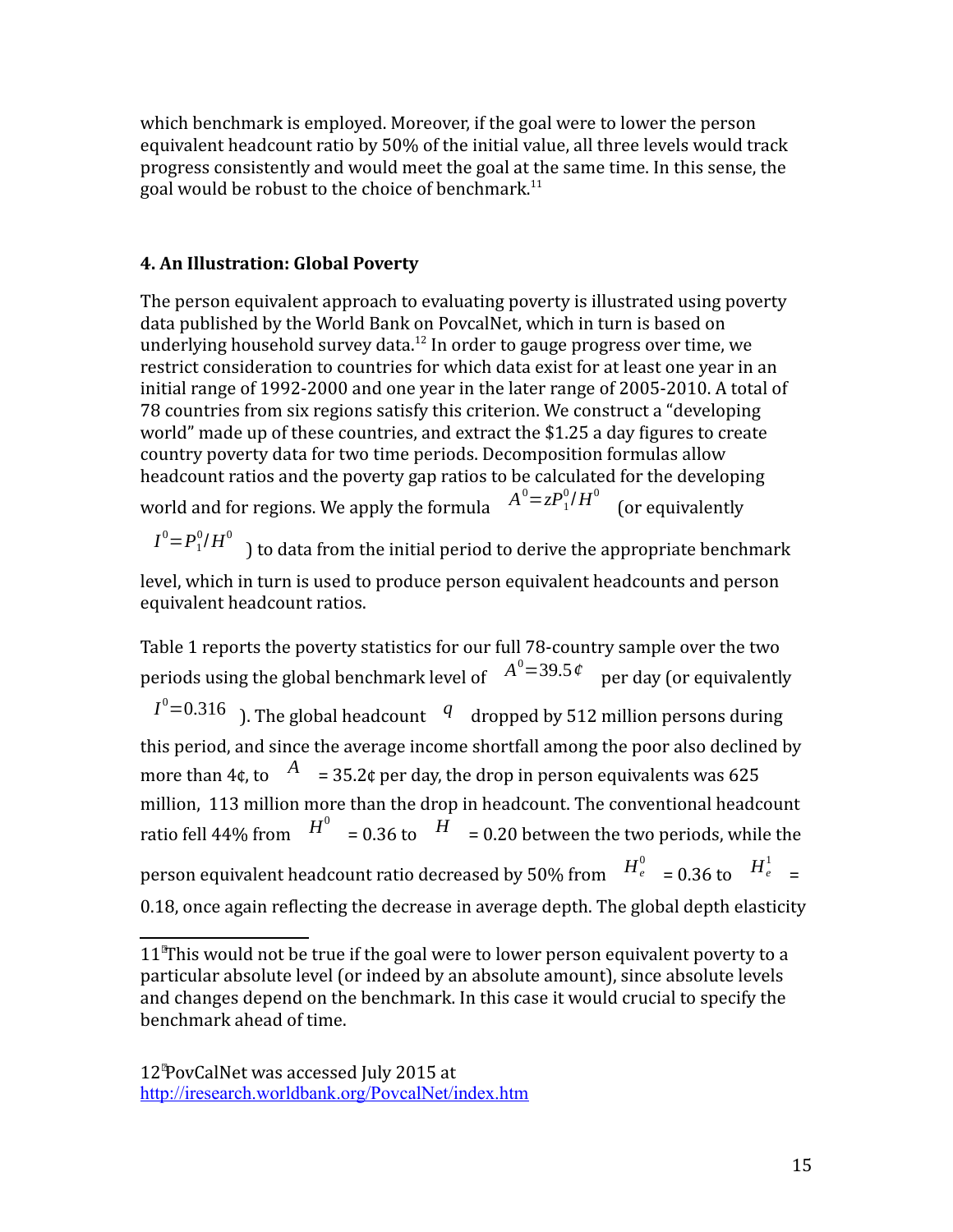which benchmark is employed. Moreover, if the goal were to lower the person equivalent headcount ratio by 50% of the initial value, all three levels would track progress consistently and would meet the goal at the same time. In this sense, the goal would be robust to the choice of benchmark.[11]

## 4. An Illustration: Global Poverty

The person equivalent approach to evaluating poverty is illustrated using poverty data published by the World Bank on PovcalNet, which in turn is based on underlying household survey data.[12] In order to gauge progress over time, we restrict consideration to countries for which data exist for at least one year in an initial range of 1992-2000 and one year in the later range of 2005-2010. A total of 78 countries from six regions satisfy this criterion. We construct a "developing world" made up of these countries, and extract the $1.25 a day figures to create country poverty data for two time periods. Decomposition formulas allow headcount ratios and the poverty gap ratios to be calculated for the developing world and for regions. We apply the formula $A^0 = zP_1^0/H^0$ (or equivalently $I^0 = P_1^0/H^0$) to data from the initial period to derive the appropriate benchmark level, which in turn is used to produce person equivalent headcounts and person equivalent headcount ratios.

Table 1 reports the poverty statistics for our full 78-country sample over the two periods using the global benchmark level of $A^0 = 39.5¢$ per day (or equivalently $I^0 = 0.316$). The global headcount $q$ dropped by 512 million persons during this period, and since the average income shortfall among the poor also declined by more than 4¢, to $A$ = 35.2¢ per day, the drop in person equivalents was 625 million, 113 million more than the drop in headcount. The conventional headcount ratio fell 44% from $H^0$ = 0.36 to $H$ = 0.20 between the two periods, while the person equivalent headcount ratio decreased by 50% from $H_e^0$ = 0.36 to $H_e^1$ = 0.18, once again reflecting the decrease in average depth. The global depth elasticity

---

11 This would not be true if the goal were to lower person equivalent poverty to a particular absolute level (or indeed by an absolute amount), since absolute levels and changes depend on the benchmark. In this case it would crucial to specify the benchmark ahead of time.

12 PovCalNet was accessed July 2015 at http://iresearch.worldbank.org/PovcalNet/index.htm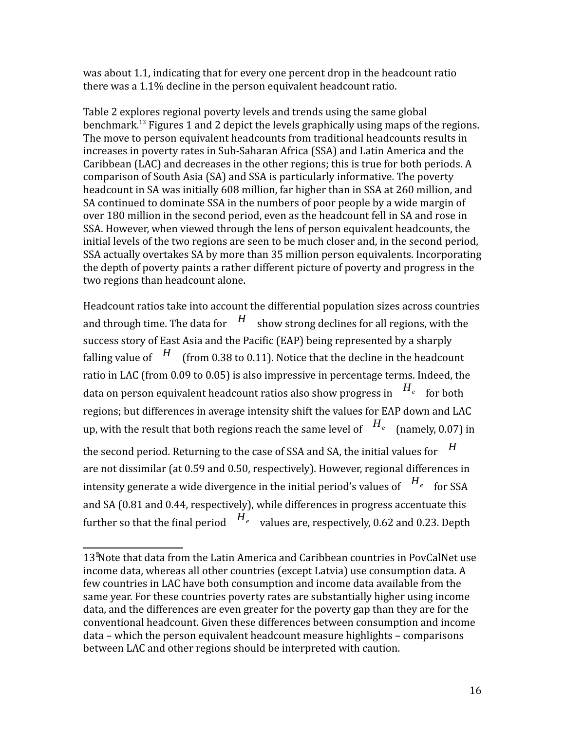was about 1.1, indicating that for every one percent drop in the headcount ratio there was a 1.1% decline in the person equivalent headcount ratio.

Table 2 explores regional poverty levels and trends using the same global benchmark.[13] Figures 1 and 2 depict the levels graphically using maps of the regions. The move to person equivalent headcounts from traditional headcounts results in increases in poverty rates in Sub-Saharan Africa (SSA) and Latin America and the Caribbean (LAC) and decreases in the other regions; this is true for both periods. A comparison of South Asia (SA) and SSA is particularly informative. The poverty headcount in SA was initially 608 million, far higher than in SSA at 260 million, and SA continued to dominate SSA in the numbers of poor people by a wide margin of over 180 million in the second period, even as the headcount fell in SA and rose in SSA. However, when viewed through the lens of person equivalent headcounts, the initial levels of the two regions are seen to be much closer and, in the second period, SSA actually overtakes SA by more than 35 million person equivalents. Incorporating the depth of poverty paints a rather different picture of poverty and progress in the two regions than headcount alone.

Headcount ratios take into account the differential population sizes across countries and through time. The data for $H$ show strong declines for all regions, with the success story of East Asia and the Pacific (EAP) being represented by a sharply falling value of $H$ (from 0.38 to 0.11). Notice that the decline in the headcount ratio in LAC (from 0.09 to 0.05) is also impressive in percentage terms. Indeed, the data on person equivalent headcount ratios also show progress in $H_e$ for both regions; but differences in average intensity shift the values for EAP down and LAC up, with the result that both regions reach the same level of $H_e$ (namely, 0.07) in the second period. Returning to the case of SSA and SA, the initial values for $H$ are not dissimilar (at 0.59 and 0.50, respectively). However, regional differences in intensity generate a wide divergence in the initial period's values of $H_e$ for SSA and SA (0.81 and 0.44, respectively), while differences in progress accentuate this further so that the final period $H_e$ values are, respectively, 0.62 and 0.23. Depth

---

[13] Note that data from the Latin America and Caribbean countries in PovCalNet use income data, whereas all other countries (except Latvia) use consumption data. A few countries in LAC have both consumption and income data available from the same year. For these countries poverty rates are substantially higher using income data, and the differences are even greater for the poverty gap than they are for the conventional headcount. Given these differences between consumption and income data – which the person equivalent headcount measure highlights – comparisons between LAC and other regions should be interpreted with caution.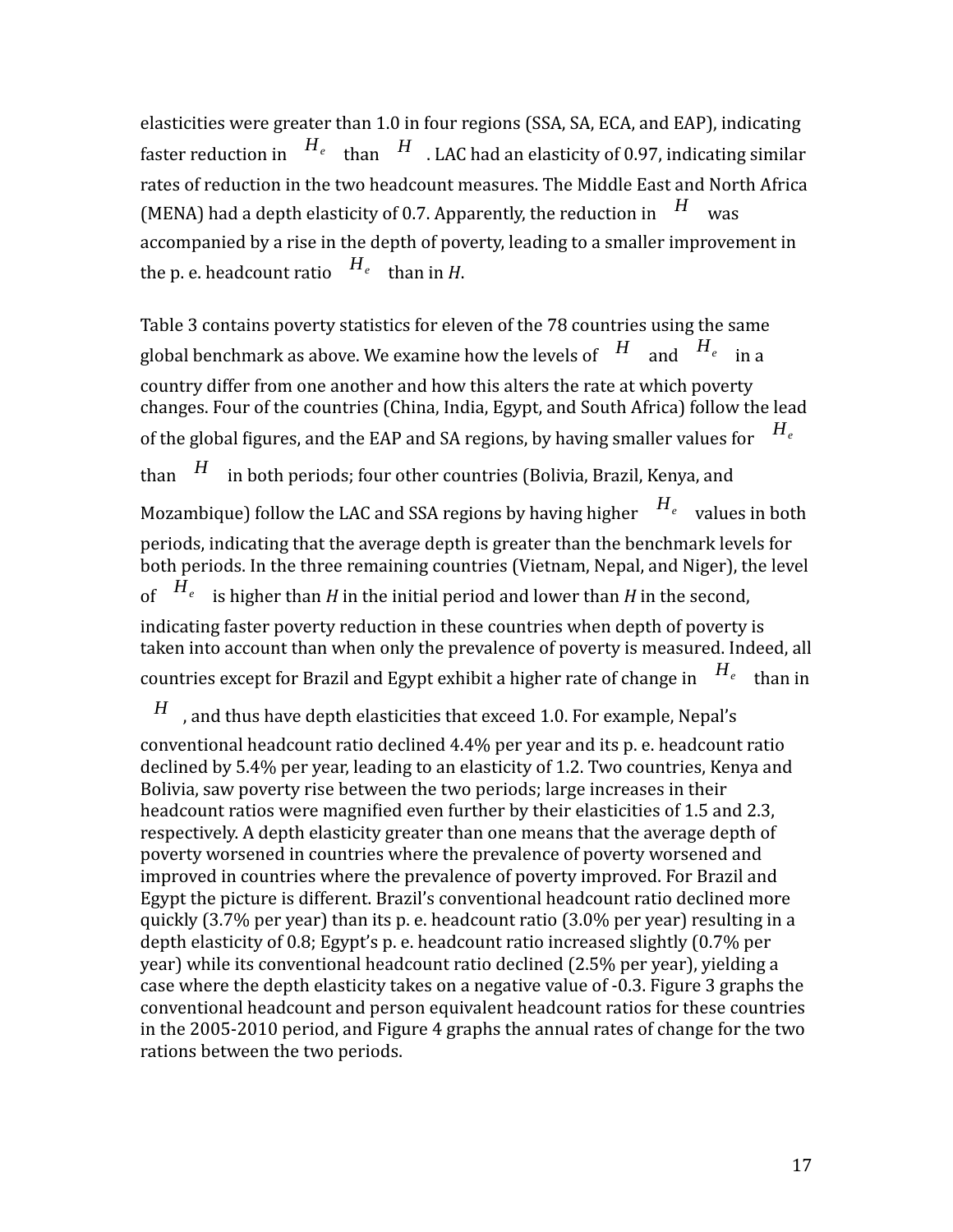elasticities were greater than 1.0 in four regions (SSA, SA, ECA, and EAP), indicating faster reduction in $H_e$ than $H$. LAC had an elasticity of 0.97, indicating similar rates of reduction in the two headcount measures. The Middle East and North Africa (MENA) had a depth elasticity of 0.7. Apparently, the reduction in $H$ was accompanied by a rise in the depth of poverty, leading to a smaller improvement in the p. e. headcount ratio $H_e$ than in $H$.

Table 3 contains poverty statistics for eleven of the 78 countries using the same global benchmark as above. We examine how the levels of $H$ and $H_e$ in a country differ from one another and how this alters the rate at which poverty changes. Four of the countries (China, India, Egypt, and South Africa) follow the lead of the global figures, and the EAP and SA regions, by having smaller values for $H_e$ than $H$ in both periods; four other countries (Bolivia, Brazil, Kenya, and Mozambique) follow the LAC and SSA regions by having higher $H_e$ values in both periods, indicating that the average depth is greater than the benchmark levels for both periods. In the three remaining countries (Vietnam, Nepal, and Niger), the level of $H_e$ is higher than $H$ in the initial period and lower than $H$ in the second, indicating faster poverty reduction in these countries when depth of poverty is taken into account than when only the prevalence of poverty is measured. Indeed, all countries except for Brazil and Egypt exhibit a higher rate of change in $H_e$ than in $H$, and thus have depth elasticities that exceed 1.0. For example, Nepal's conventional headcount ratio declined 4.4% per year and its p. e. headcount ratio declined by 5.4% per year, leading to an elasticity of 1.2. Two countries, Kenya and Bolivia, saw poverty rise between the two periods; large increases in their headcount ratios were magnified even further by their elasticities of 1.5 and 2.3, respectively. A depth elasticity greater than one means that the average depth of poverty worsened in countries where the prevalence of poverty worsened and improved in countries where the prevalence of poverty improved. For Brazil and Egypt the picture is different. Brazil's conventional headcount ratio declined more quickly (3.7% per year) than its p. e. headcount ratio (3.0% per year) resulting in a depth elasticity of 0.8; Egypt's p. e. headcount ratio increased slightly (0.7% per year) while its conventional headcount ratio declined (2.5% per year), yielding a case where the depth elasticity takes on a negative value of -0.3. Figure 3 graphs the conventional headcount and person equivalent headcount ratios for these countries in the 2005-2010 period, and Figure 4 graphs the annual rates of change for the two rations between the two periods.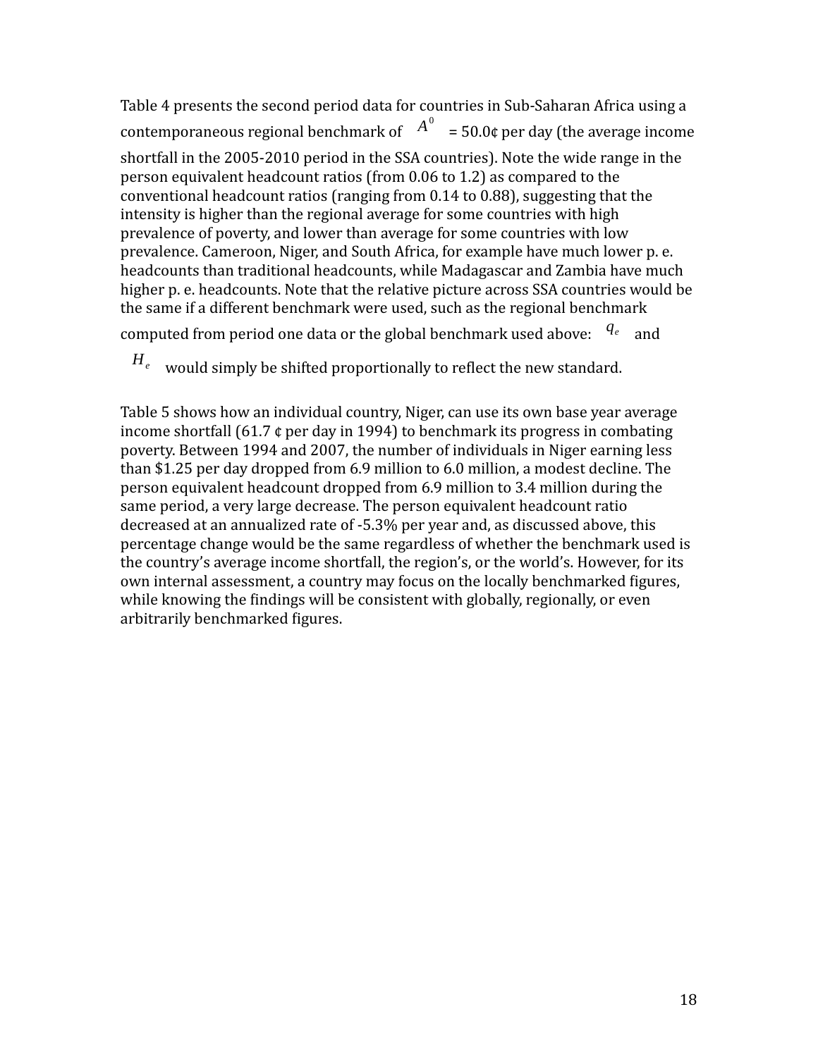Table 4 presents the second period data for countries in Sub-Saharan Africa using a contemporaneous regional benchmark of $A^0$ = 50.0¢ per day (the average income shortfall in the 2005-2010 period in the SSA countries). Note the wide range in the person equivalent headcount ratios (from 0.06 to 1.2) as compared to the conventional headcount ratios (ranging from 0.14 to 0.88), suggesting that the intensity is higher than the regional average for some countries with high prevalence of poverty, and lower than average for some countries with low prevalence. Cameroon, Niger, and South Africa, for example have much lower p. e. headcounts than traditional headcounts, while Madagascar and Zambia have much higher p. e. headcounts. Note that the relative picture across SSA countries would be the same if a different benchmark were used, such as the regional benchmark computed from period one data or the global benchmark used above: $q_e$ and $H_e$ would simply be shifted proportionally to reflect the new standard.

Table 5 shows how an individual country, Niger, can use its own base year average income shortfall (61.7 ¢ per day in 1994) to benchmark its progress in combating poverty. Between 1994 and 2007, the number of individuals in Niger earning less than $1.25 per day dropped from 6.9 million to 6.0 million, a modest decline. The person equivalent headcount dropped from 6.9 million to 3.4 million during the same period, a very large decrease. The person equivalent headcount ratio decreased at an annualized rate of -5.3% per year and, as discussed above, this percentage change would be the same regardless of whether the benchmark used is the country's average income shortfall, the region's, or the world's. However, for its own internal assessment, a country may focus on the locally benchmarked figures, while knowing the findings will be consistent with globally, regionally, or even arbitrarily benchmarked figures.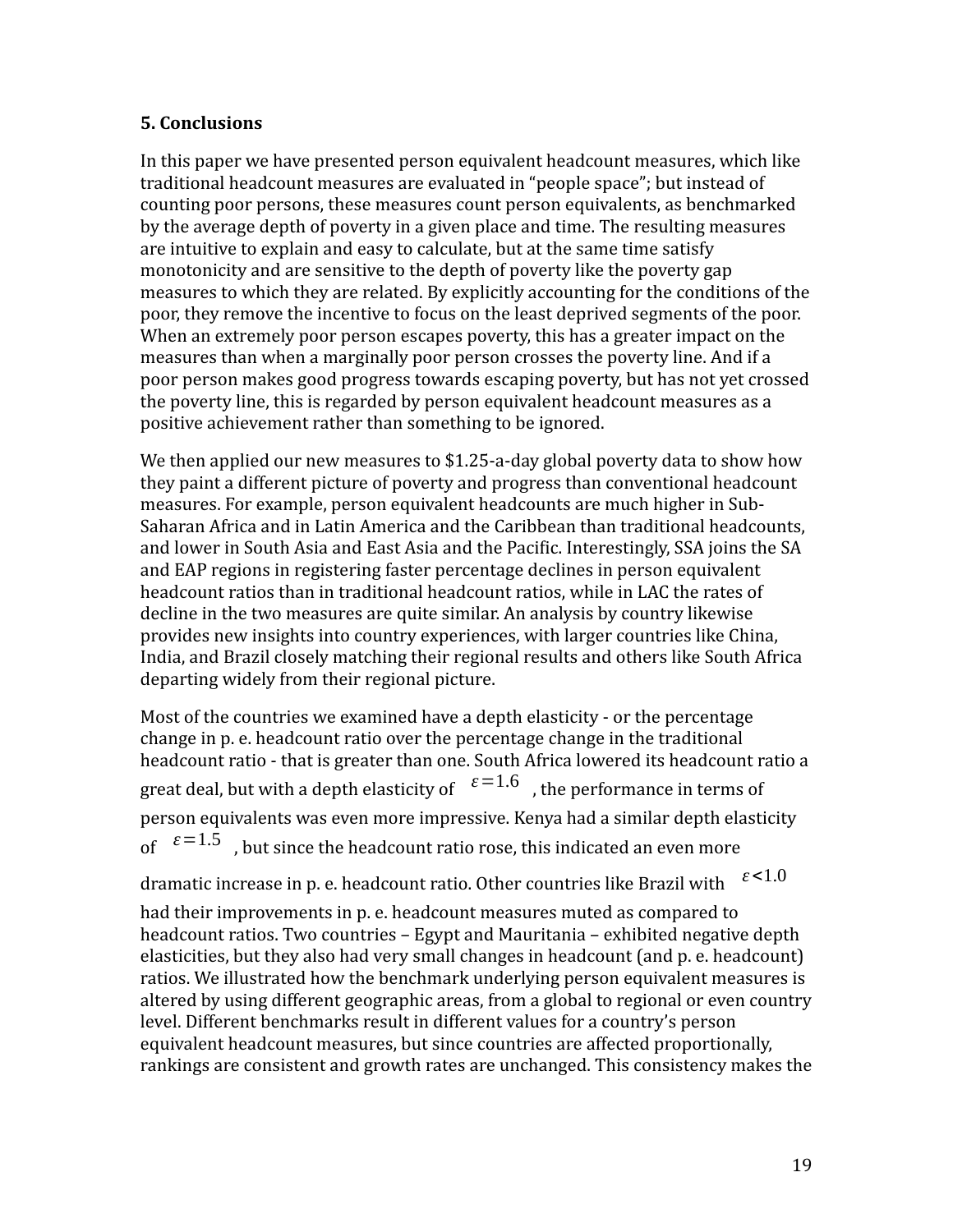## 5. Conclusions

In this paper we have presented person equivalent headcount measures, which like traditional headcount measures are evaluated in "people space"; but instead of counting poor persons, these measures count person equivalents, as benchmarked by the average depth of poverty in a given place and time. The resulting measures are intuitive to explain and easy to calculate, but at the same time satisfy monotonicity and are sensitive to the depth of poverty like the poverty gap measures to which they are related. By explicitly accounting for the conditions of the poor, they remove the incentive to focus on the least deprived segments of the poor. When an extremely poor person escapes poverty, this has a greater impact on the measures than when a marginally poor person crosses the poverty line. And if a poor person makes good progress towards escaping poverty, but has not yet crossed the poverty line, this is regarded by person equivalent headcount measures as a positive achievement rather than something to be ignored.

We then applied our new measures to $1.25-a-day global poverty data to show how they paint a different picture of poverty and progress than conventional headcount measures. For example, person equivalent headcounts are much higher in Sub-Saharan Africa and in Latin America and the Caribbean than traditional headcounts, and lower in South Asia and East Asia and the Pacific. Interestingly, SSA joins the SA and EAP regions in registering faster percentage declines in person equivalent headcount ratios than in traditional headcount ratios, while in LAC the rates of decline in the two measures are quite similar. An analysis by country likewise provides new insights into country experiences, with larger countries like China, India, and Brazil closely matching their regional results and others like South Africa departing widely from their regional picture.

Most of the countries we examined have a depth elasticity - or the percentage change in p. e. headcount ratio over the percentage change in the traditional headcount ratio - that is greater than one. South Africa lowered its headcount ratio a great deal, but with a depth elasticity of $\varepsilon = 1.6$, the performance in terms of person equivalents was even more impressive. Kenya had a similar depth elasticity of $\varepsilon = 1.5$, but since the headcount ratio rose, this indicated an even more dramatic increase in p. e. headcount ratio. Other countries like Brazil with $\varepsilon < 1.0$ had their improvements in p. e. headcount measures muted as compared to headcount ratios. Two countries – Egypt and Mauritania – exhibited negative depth elasticities, but they also had very small changes in headcount (and p. e. headcount) ratios. We illustrated how the benchmark underlying person equivalent measures is altered by using different geographic areas, from a global to regional or even country level. Different benchmarks result in different values for a country's person equivalent headcount measures, but since countries are affected proportionally, rankings are consistent and growth rates are unchanged. This consistency makes the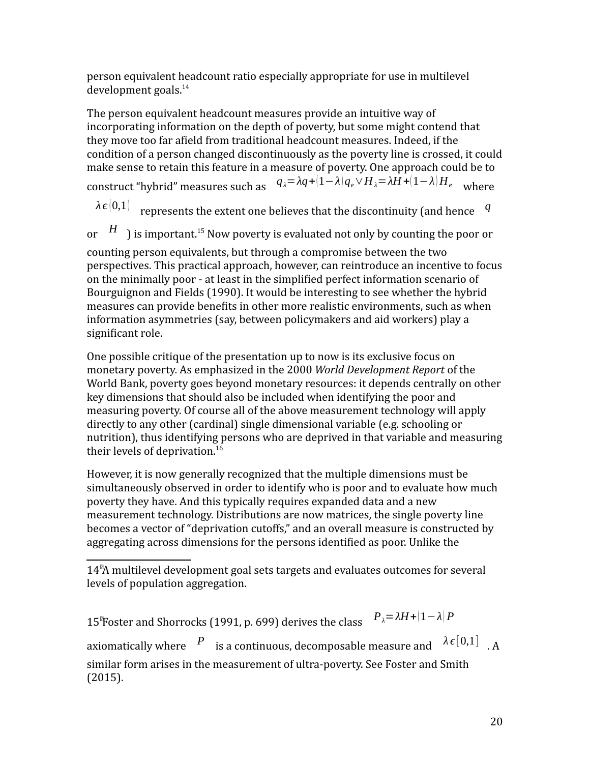person equivalent headcount ratio especially appropriate for use in multilevel development goals.[14]

The person equivalent headcount measures provide an intuitive way of incorporating information on the depth of poverty, but some might contend that they move too far afield from traditional headcount measures. Indeed, if the condition of a person changed discontinuously as the poverty line is crossed, it could make sense to retain this feature in a measure of poverty. One approach could be to construct "hybrid" measures such as $q_\lambda = \lambda q + (1-\lambda) q_e \vee H_\lambda = \lambda H + (1-\lambda) H_e$ where $\lambda \epsilon (0,1)$ represents the extent one believes that the discontinuity (and hence $q$ or $H$ ) is important.[15] Now poverty is evaluated not only by counting the poor or counting person equivalents, but through a compromise between the two perspectives. This practical approach, however, can reintroduce an incentive to focus on the minimally poor - at least in the simplified perfect information scenario of Bourguignon and Fields (1990). It would be interesting to see whether the hybrid measures can provide benefits in other more realistic environments, such as when information asymmetries (say, between policymakers and aid workers) play a significant role.

One possible critique of the presentation up to now is its exclusive focus on monetary poverty. As emphasized in the 2000 *World Development Report* of the World Bank, poverty goes beyond monetary resources: it depends centrally on other key dimensions that should also be included when identifying the poor and measuring poverty. Of course all of the above measurement technology will apply directly to any other (cardinal) single dimensional variable (e.g. schooling or nutrition), thus identifying persons who are deprived in that variable and measuring their levels of deprivation.[16]

However, it is now generally recognized that the multiple dimensions must be simultaneously observed in order to identify who is poor and to evaluate how much poverty they have. And this typically requires expanded data and a new measurement technology. Distributions are now matrices, the single poverty line becomes a vector of "deprivation cutoffs," and an overall measure is constructed by aggregating across dimensions for the persons identified as poor. Unlike the

---

14 A multilevel development goal sets targets and evaluates outcomes for several levels of population aggregation.

15 Foster and Shorrocks (1991, p. 699) derives the class $P_\lambda = \lambda H + (1-\lambda) P$ axiomatically where $P$ is a continuous, decomposable measure and $\lambda \epsilon [0,1]$ . A similar form arises in the measurement of ultra-poverty. See Foster and Smith (2015).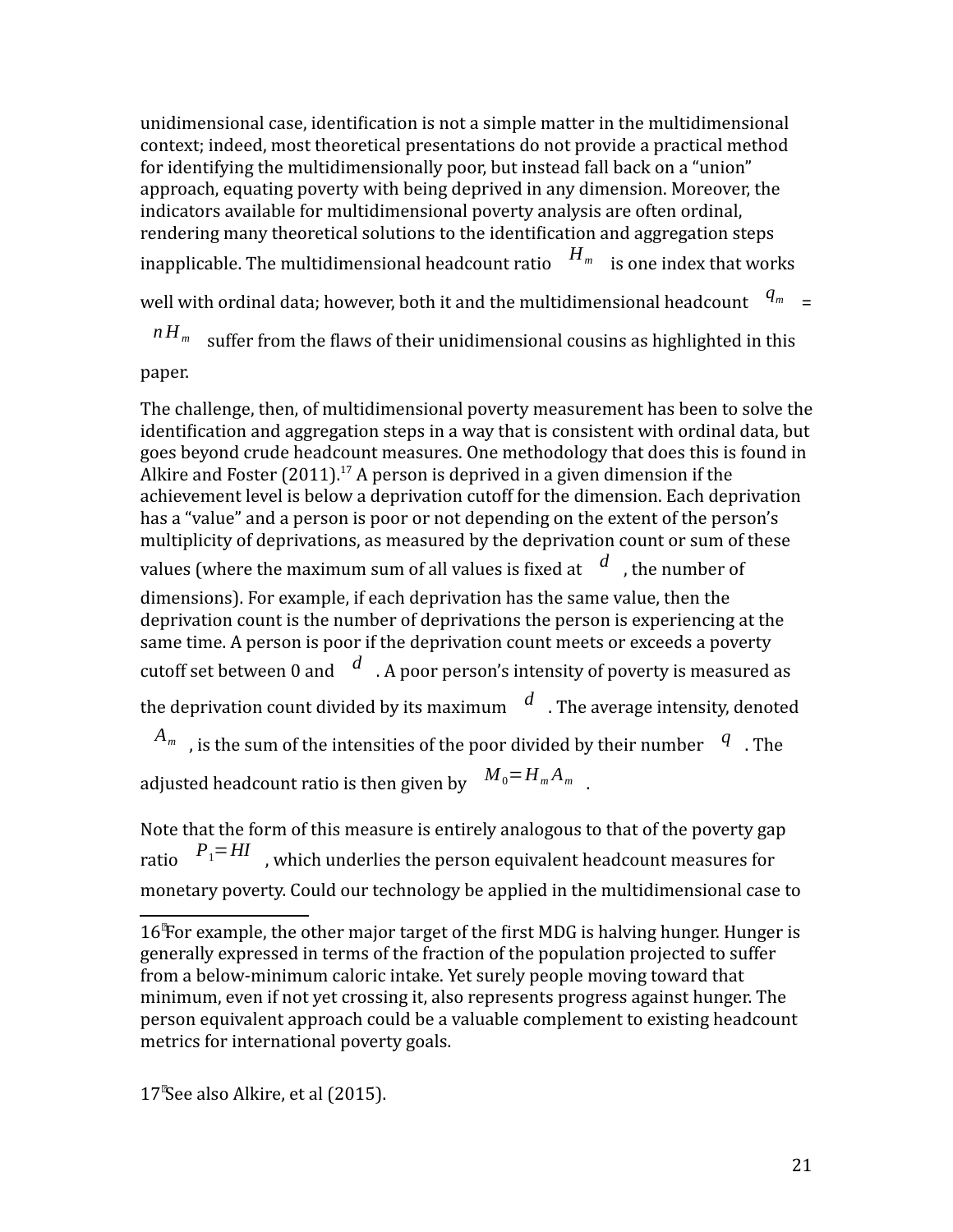unidimensional case, identification is not a simple matter in the multidimensional context; indeed, most theoretical presentations do not provide a practical method for identifying the multidimensionally poor, but instead fall back on a "union" approach, equating poverty with being deprived in any dimension. Moreover, the indicators available for multidimensional poverty analysis are often ordinal, rendering many theoretical solutions to the identification and aggregation steps inapplicable. The multidimensional headcount ratio $H_m$ is one index that works well with ordinal data; however, both it and the multidimensional headcount $q_m$ = $nH_m$ suffer from the flaws of their unidimensional cousins as highlighted in this paper.

The challenge, then, of multidimensional poverty measurement has been to solve the identification and aggregation steps in a way that is consistent with ordinal data, but goes beyond crude headcount measures. One methodology that does this is found in Alkire and Foster (2011).[17] A person is deprived in a given dimension if the achievement level is below a deprivation cutoff for the dimension. Each deprivation has a "value" and a person is poor or not depending on the extent of the person's multiplicity of deprivations, as measured by the deprivation count or sum of these values (where the maximum sum of all values is fixed at $d$, the number of dimensions). For example, if each deprivation has the same value, then the deprivation count is the number of deprivations the person is experiencing at the same time. A person is poor if the deprivation count meets or exceeds a poverty cutoff set between 0 and $d$. A poor person's intensity of poverty is measured as the deprivation count divided by its maximum $d$. The average intensity, denoted $A_m$, is the sum of the intensities of the poor divided by their number $q$. The adjusted headcount ratio is then given by $M_0 = H_m A_m$.

Note that the form of this measure is entirely analogous to that of the poverty gap ratio $P_1 = HI$, which underlies the person equivalent headcount measures for monetary poverty. Could our technology be applied in the multidimensional case to

---

16 For example, the other major target of the first MDG is halving hunger. Hunger is generally expressed in terms of the fraction of the population projected to suffer from a below-minimum caloric intake. Yet surely people moving toward that minimum, even if not yet crossing it, also represents progress against hunger. The person equivalent approach could be a valuable complement to existing headcount metrics for international poverty goals.

17 See also Alkire, et al (2015).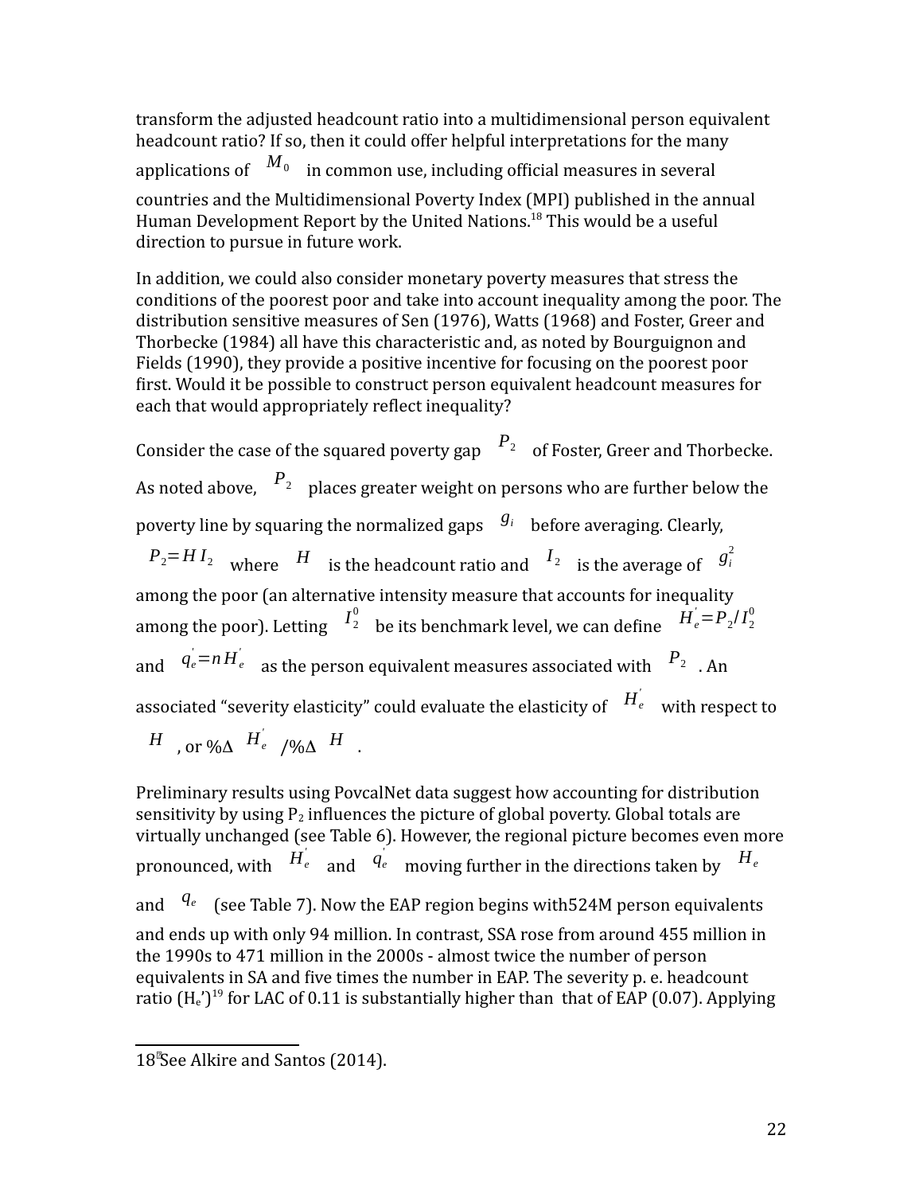transform the adjusted headcount ratio into a multidimensional person equivalent headcount ratio? If so, then it could offer helpful interpretations for the many applications of $M_0$ in common use, including official measures in several countries and the Multidimensional Poverty Index (MPI) published in the annual Human Development Report by the United Nations.[18] This would be a useful direction to pursue in future work.

In addition, we could also consider monetary poverty measures that stress the conditions of the poorest poor and take into account inequality among the poor. The distribution sensitive measures of Sen (1976), Watts (1968) and Foster, Greer and Thorbecke (1984) all have this characteristic and, as noted by Bourguignon and Fields (1990), they provide a positive incentive for focusing on the poorest poor first. Would it be possible to construct person equivalent headcount measures for each that would appropriately reflect inequality?

Consider the case of the squared poverty gap $P_2$ of Foster, Greer and Thorbecke. As noted above, $P_2$ places greater weight on persons who are further below the poverty line by squaring the normalized gaps $g_i$ before averaging. Clearly, $P_2 = H I_2$ where $H$ is the headcount ratio and $I_2$ is the average of $g_i^2$ among the poor (an alternative intensity measure that accounts for inequality among the poor). Letting $I_2^0$ be its benchmark level, we can define $H_e^{'} = P_2 / I_2^0$ and $q_e^{'} = n H_e^{'}$ as the person equivalent measures associated with $P_2$. An associated "severity elasticity" could evaluate the elasticity of $H_e^{'}$ with respect to $H$, or %Δ $H_e^{'}$ /%Δ $H$.

Preliminary results using PovcalNet data suggest how accounting for distribution sensitivity by using $P_2$ influences the picture of global poverty. Global totals are virtually unchanged (see Table 6). However, the regional picture becomes even more pronounced, with $H_e^{'}$ and $q_e^{'}$ moving further in the directions taken by $H_e$ and $q_e$ (see Table 7). Now the EAP region begins with524M person equivalents and ends up with only 94 million. In contrast, SSA rose from around 455 million in the 1990s to 471 million in the 2000s - almost twice the number of person equivalents in SA and five times the number in EAP. The severity p. e. headcount ratio ($H_e$')[19] for LAC of 0.11 is substantially higher than that of EAP (0.07). Applying

[18] See Alkire and Santos (2014).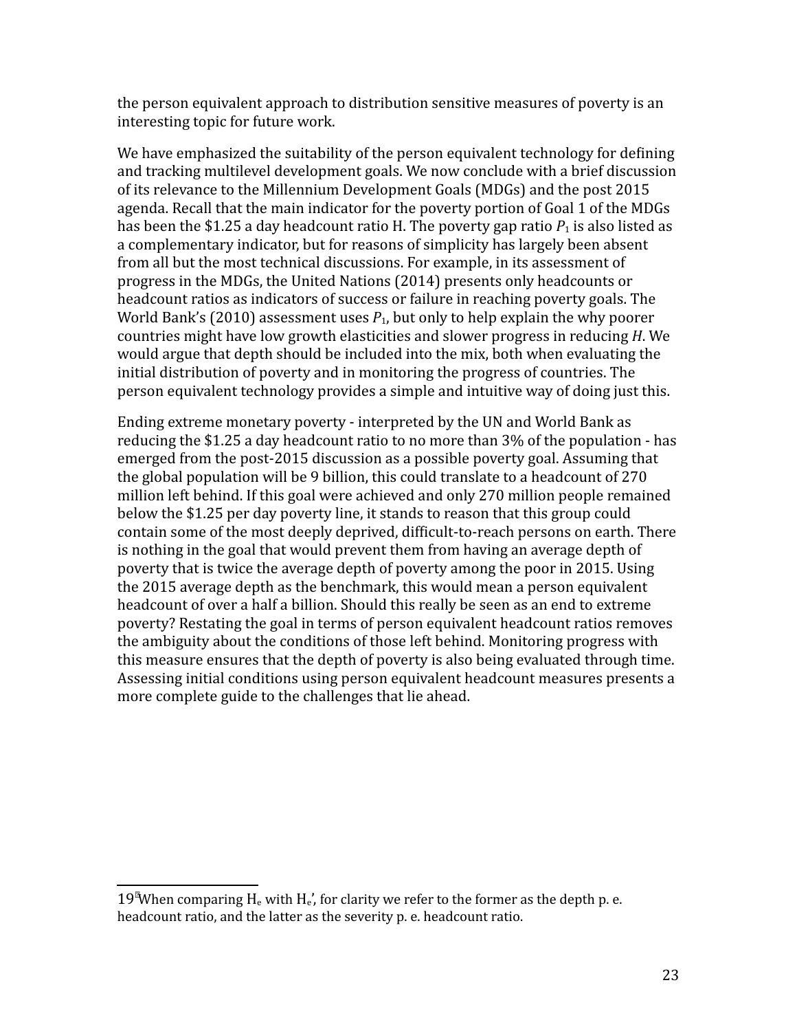the person equivalent approach to distribution sensitive measures of poverty is an interesting topic for future work.

We have emphasized the suitability of the person equivalent technology for defining and tracking multilevel development goals. We now conclude with a brief discussion of its relevance to the Millennium Development Goals (MDGs) and the post 2015 agenda. Recall that the main indicator for the poverty portion of Goal 1 of the MDGs has been the $1.25 a day headcount ratio H. The poverty gap ratio $P_1$ is also listed as a complementary indicator, but for reasons of simplicity has largely been absent from all but the most technical discussions. For example, in its assessment of progress in the MDGs, the United Nations (2014) presents only headcounts or headcount ratios as indicators of success or failure in reaching poverty goals. The World Bank's (2010) assessment uses $P_1$, but only to help explain the why poorer countries might have low growth elasticities and slower progress in reducing $H$. We would argue that depth should be included into the mix, both when evaluating the initial distribution of poverty and in monitoring the progress of countries. The person equivalent technology provides a simple and intuitive way of doing just this.

Ending extreme monetary poverty - interpreted by the UN and World Bank as reducing the $1.25 a day headcount ratio to no more than 3% of the population - has emerged from the post-2015 discussion as a possible poverty goal. Assuming that the global population will be 9 billion, this could translate to a headcount of 270 million left behind. If this goal were achieved and only 270 million people remained below the $1.25 per day poverty line, it stands to reason that this group could contain some of the most deeply deprived, difficult-to-reach persons on earth. There is nothing in the goal that would prevent them from having an average depth of poverty that is twice the average depth of poverty among the poor in 2015. Using the 2015 average depth as the benchmark, this would mean a person equivalent headcount of over a half a billion. Should this really be seen as an end to extreme poverty? Restating the goal in terms of person equivalent headcount ratios removes the ambiguity about the conditions of those left behind. Monitoring progress with this measure ensures that the depth of poverty is also being evaluated through time. Assessing initial conditions using person equivalent headcount measures presents a more complete guide to the challenges that lie ahead.

---

[19] When comparing $H_e$ with $H_e'$, for clarity we refer to the former as the depth p. e. headcount ratio, and the latter as the severity p. e. headcount ratio.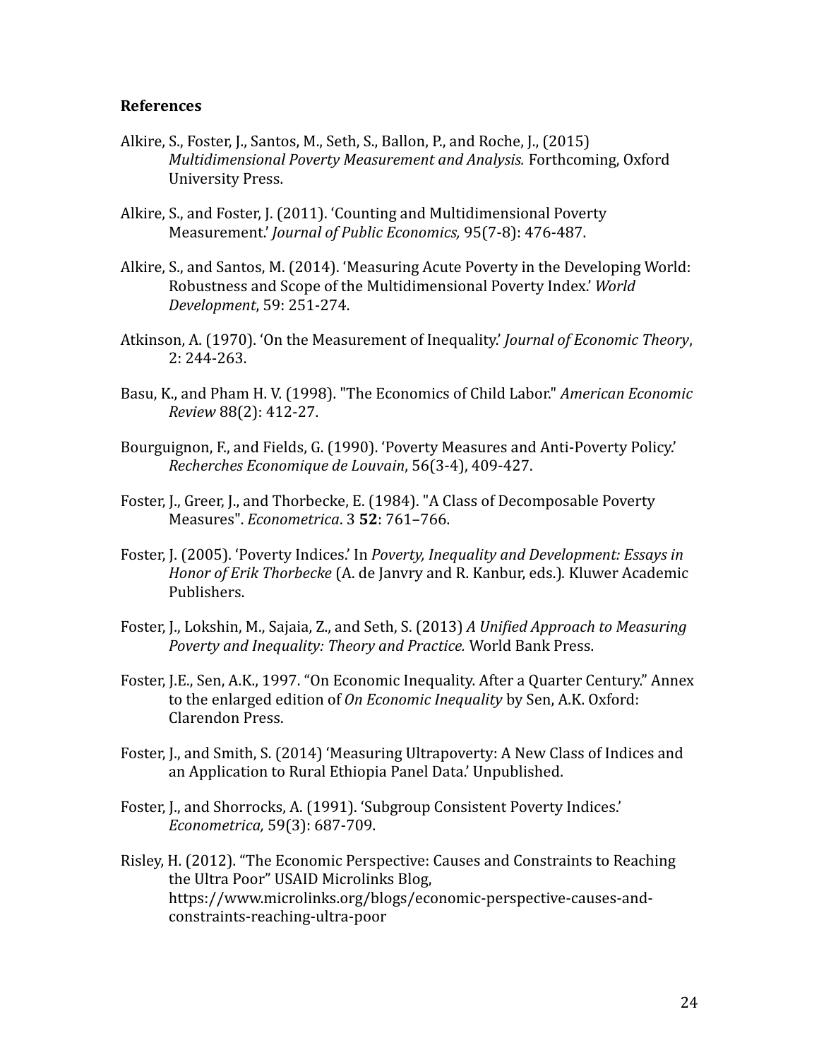**References**

Alkire, S., Foster, J., Santos, M., Seth, S., Ballon, P., and Roche, J., (2015) *Multidimensional Poverty Measurement and Analysis.* Forthcoming, Oxford University Press.

Alkire, S., and Foster, J. (2011). 'Counting and Multidimensional Poverty Measurement.' *Journal of Public Economics,* 95(7-8): 476-487.

Alkire, S., and Santos, M. (2014). 'Measuring Acute Poverty in the Developing World: Robustness and Scope of the Multidimensional Poverty Index.' *World Development*, 59: 251-274.

Atkinson, A. (1970). 'On the Measurement of Inequality.' *Journal of Economic Theory*, 2: 244-263.

Basu, K., and Pham H. V. (1998). "The Economics of Child Labor." *American Economic Review* 88(2): 412-27.

Bourguignon, F., and Fields, G. (1990). 'Poverty Measures and Anti-Poverty Policy.' *Recherches Economique de Louvain*, 56(3-4), 409-427.

Foster, J., Greer, J., and Thorbecke, E. (1984). "A Class of Decomposable Poverty Measures". *Econometrica*. 3 **52**: 761–766.

Foster, J. (2005). 'Poverty Indices.' In *Poverty, Inequality and Development: Essays in Honor of Erik Thorbecke* (A. de Janvry and R. Kanbur, eds.). Kluwer Academic Publishers.

Foster, J., Lokshin, M., Sajaia, Z., and Seth, S. (2013) *A Unified Approach to Measuring Poverty and Inequality: Theory and Practice.* World Bank Press.

Foster, J.E., Sen, A.K., 1997. "On Economic Inequality. After a Quarter Century." Annex to the enlarged edition of *On Economic Inequality* by Sen, A.K. Oxford: Clarendon Press.

Foster, J., and Smith, S. (2014) 'Measuring Ultrapoverty: A New Class of Indices and an Application to Rural Ethiopia Panel Data.' Unpublished.

Foster, J., and Shorrocks, A. (1991). 'Subgroup Consistent Poverty Indices.' *Econometrica,* 59(3): 687-709.

Risley, H. (2012). "The Economic Perspective: Causes and Constraints to Reaching the Ultra Poor" USAID Microlinks Blog, https://www.microlinks.org/blogs/economic-perspective-causes-and-constraints-reaching-ultra-poor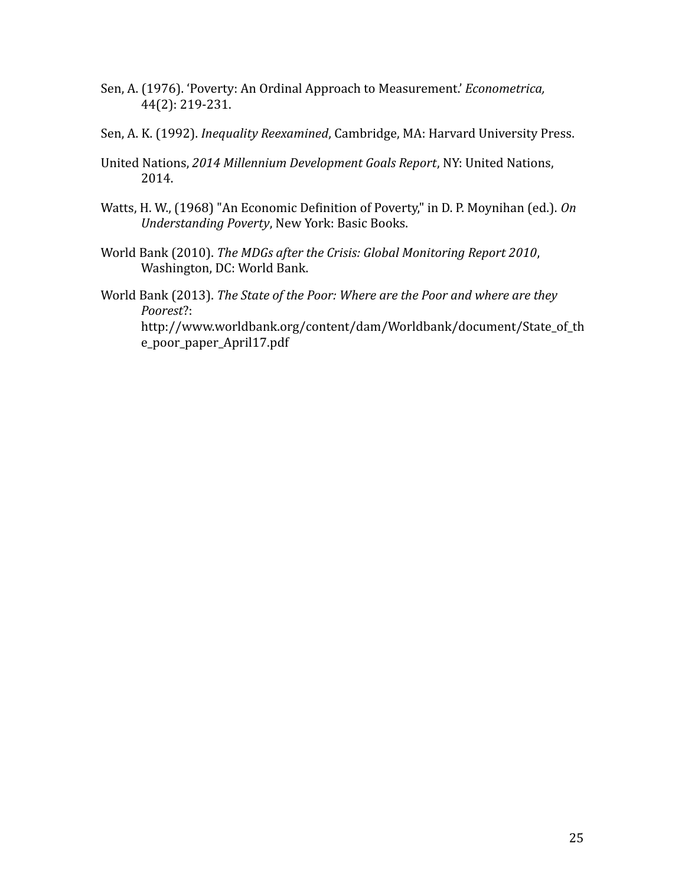Sen, A. (1976). 'Poverty: An Ordinal Approach to Measurement.' *Econometrica,* 44(2): 219-231.

Sen, A. K. (1992). *Inequality Reexamined*, Cambridge, MA: Harvard University Press.

United Nations, *2014 Millennium Development Goals Report*, NY: United Nations, 2014.

Watts, H. W., (1968) "An Economic Definition of Poverty," in D. P. Moynihan (ed.). *On Understanding Poverty*, New York: Basic Books.

World Bank (2010). *The MDGs after the Crisis: Global Monitoring Report 2010*, Washington, DC: World Bank.

World Bank (2013). *The State of the Poor: Where are the Poor and where are they Poorest*?: http://www.worldbank.org/content/dam/Worldbank/document/State_of_the_poor_paper_April17.pdf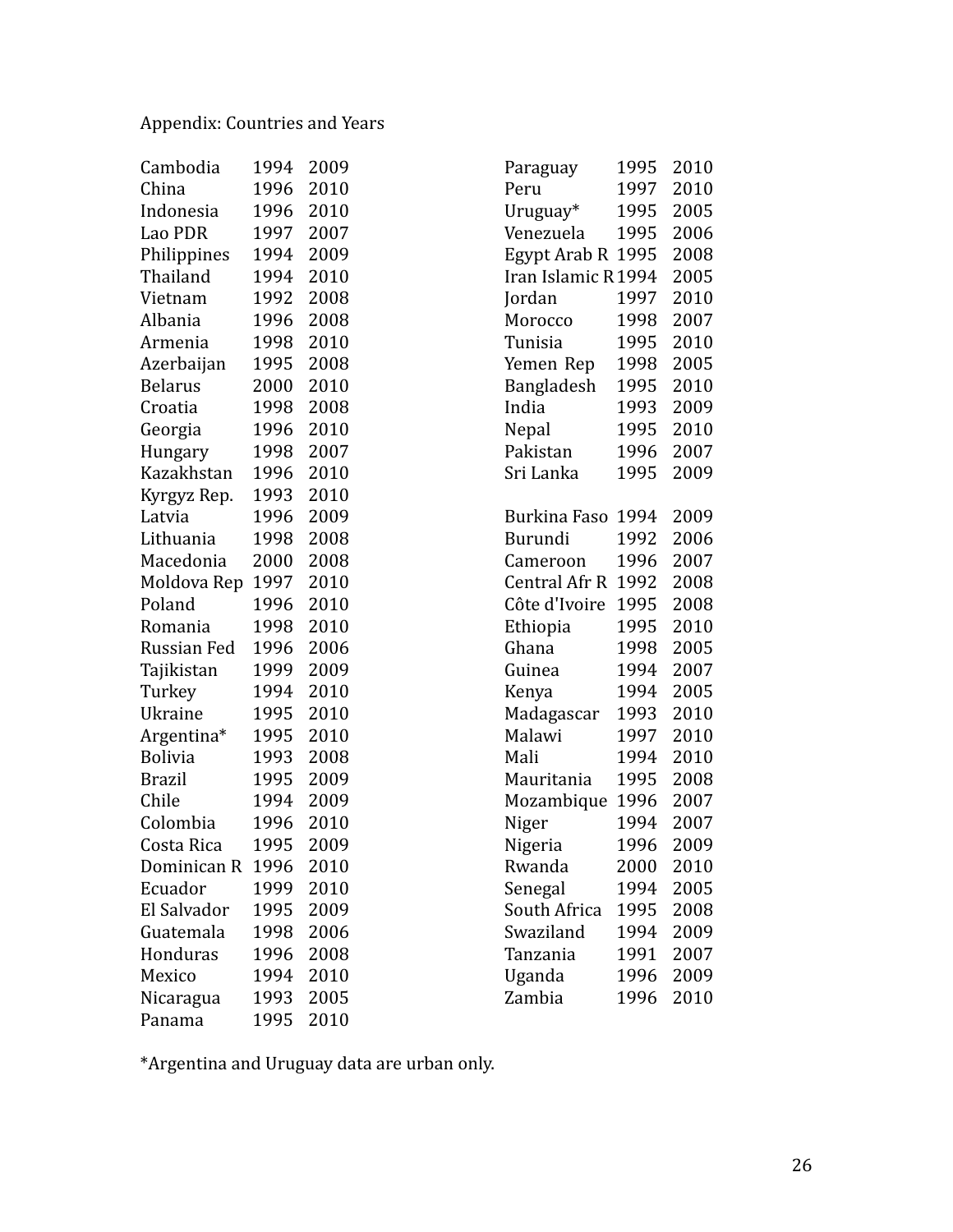Appendix: Countries and Years

| Country | Year 1 | Year 2 |
|---|---|---|
| Cambodia | 1994 | 2009 |
| China | 1996 | 2010 |
| Indonesia | 1996 | 2010 |
| Lao PDR | 1997 | 2007 |
| Philippines | 1994 | 2009 |
| Thailand | 1994 | 2010 |
| Vietnam | 1992 | 2008 |
| Albania | 1996 | 2008 |
| Armenia | 1998 | 2010 |
| Azerbaijan | 1995 | 2008 |
| Belarus | 2000 | 2010 |
| Croatia | 1998 | 2008 |
| Georgia | 1996 | 2010 |
| Hungary | 1998 | 2007 |
| Kazakhstan | 1996 | 2010 |
| Kyrgyz Rep. | 1993 | 2010 |
| Latvia | 1996 | 2009 |
| Lithuania | 1998 | 2008 |
| Macedonia | 2000 | 2008 |
| Moldova Rep | 1997 | 2010 |
| Poland | 1996 | 2010 |
| Romania | 1998 | 2010 |
| Russian Fed | 1996 | 2006 |
| Tajikistan | 1999 | 2009 |
| Turkey | 1994 | 2010 |
| Ukraine | 1995 | 2010 |
| Argentina* | 1995 | 2010 |
| Bolivia | 1993 | 2008 |
| Brazil | 1995 | 2009 |
| Chile | 1994 | 2009 |
| Colombia | 1996 | 2010 |
| Costa Rica | 1995 | 2009 |
| Dominican R | 1996 | 2010 |
| Ecuador | 1999 | 2010 |
| El Salvador | 1995 | 2009 |
| Guatemala | 1998 | 2006 |
| Honduras | 1996 | 2008 |
| Mexico | 1994 | 2010 |
| Nicaragua | 1993 | 2005 |
| Panama | 1995 | 2010 |
| Paraguay | 1995 | 2010 |
| Peru | 1997 | 2010 |
| Uruguay* | 1995 | 2005 |
| Venezuela | 1995 | 2006 |
| Egypt Arab R | 1995 | 2008 |
| Iran Islamic R | 1994 | 2005 |
| Jordan | 1997 | 2010 |
| Morocco | 1998 | 2007 |
| Tunisia | 1995 | 2010 |
| Yemen Rep | 1998 | 2005 |
| Bangladesh | 1995 | 2010 |
| India | 1993 | 2009 |
| Nepal | 1995 | 2010 |
| Pakistan | 1996 | 2007 |
| Sri Lanka | 1995 | 2009 |
| Burkina Faso | 1994 | 2009 |
| Burundi | 1992 | 2006 |
| Cameroon | 1996 | 2007 |
| Central Afr R | 1992 | 2008 |
| Côte d'Ivoire | 1995 | 2008 |
| Ethiopia | 1995 | 2010 |
| Ghana | 1998 | 2005 |
| Guinea | 1994 | 2007 |
| Kenya | 1994 | 2005 |
| Madagascar | 1993 | 2010 |
| Malawi | 1997 | 2010 |
| Mali | 1994 | 2010 |
| Mauritania | 1995 | 2008 |
| Mozambique | 1996 | 2007 |
| Niger | 1994 | 2007 |
| Nigeria | 1996 | 2009 |
| Rwanda | 2000 | 2010 |
| Senegal | 1994 | 2005 |
| South Africa | 1995 | 2008 |
| Swaziland | 1994 | 2009 |
| Tanzania | 1991 | 2007 |
| Uganda | 1996 | 2009 |
| Zambia | 1996 | 2010 |

*Argentina and Uruguay data are urban only.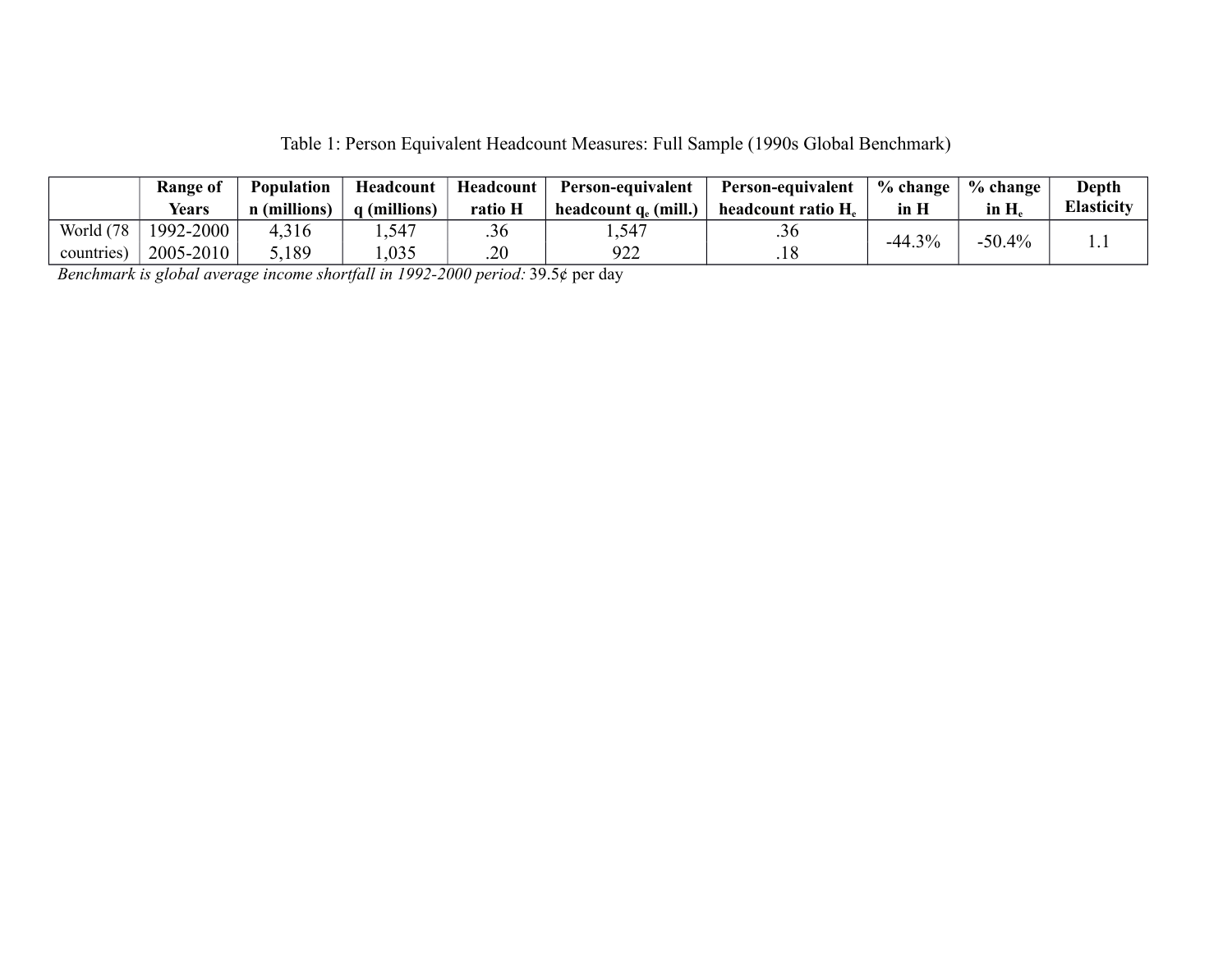Table 1: Person Equivalent Headcount Measures: Full Sample (1990s Global Benchmark)

| | Range of Years | Population n (millions) | Headcount q (millions) | Headcount ratio H | Person-equivalent headcount $q_e$ (mill.) | Person-equivalent headcount ratio $H_e$ | % change in H | % change in $H_e$ | Depth Elasticity |
|---|---|---|---|---|---|---|---|---|---|
| World (78 countries) | 1992-2000 | 4,316 | 1,547 | .36 | 1,547 | .36 | -44.3% | -50.4% | 1.1 |
| | 2005-2010 | 5,189 | 1,035 | .20 | 922 | .18 | | | |

*Benchmark is global average income shortfall in 1992-2000 period:* 39.5¢ per day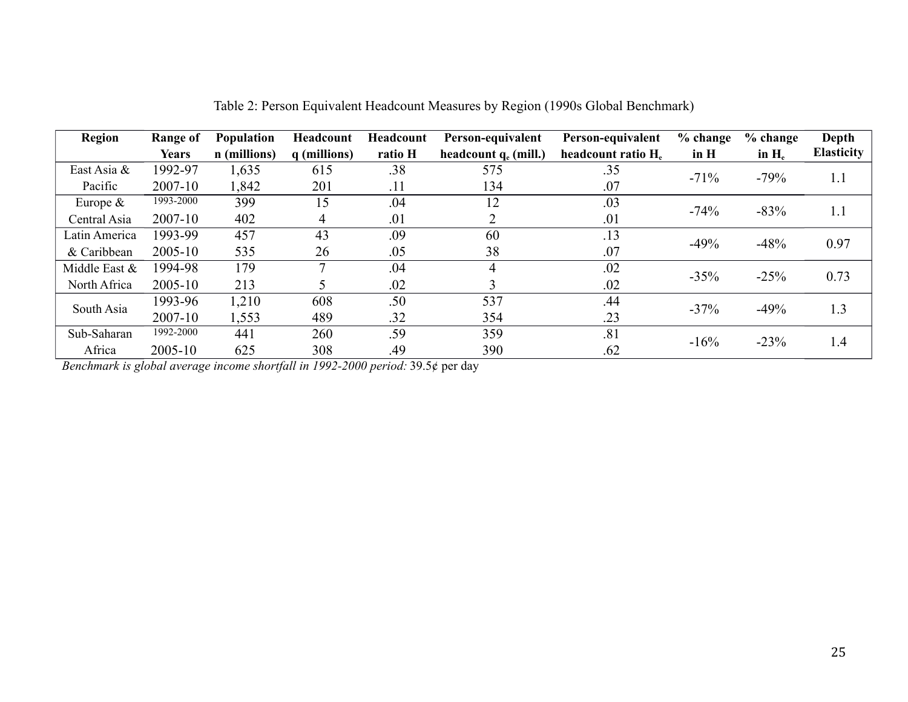Table 2: Person Equivalent Headcount Measures by Region (1990s Global Benchmark)

| Region | Range of Years | Population n (millions) | Headcount q (millions) | Headcount ratio H | Person-equivalent headcount $q_e$ (mill.) | Person-equivalent headcount ratio $H_e$ | % change in H | % change in $H_e$ | Depth Elasticity |
|---|---|---|---|---|---|---|---|---|---|
| East Asia & Pacific | 1992-97 | 1,635 | 615 | .38 | 575 | .35 | -71% | -79% | 1.1 |
| | 2007-10 | 1,842 | 201 | .11 | 134 | .07 | | | |
| Europe & Central Asia | 1993-2000 | 399 | 15 | .04 | 12 | .03 | -74% | -83% | 1.1 |
| | 2007-10 | 402 | 4 | .01 | 2 | .01 | | | |
| Latin America & Caribbean | 1993-99 | 457 | 43 | .09 | 60 | .13 | -49% | -48% | 0.97 |
| | 2005-10 | 535 | 26 | .05 | 38 | .07 | | | |
| Middle East & North Africa | 1994-98 | 179 | 7 | .04 | 4 | .02 | -35% | -25% | 0.73 |
| | 2005-10 | 213 | 5 | .02 | 3 | .02 | | | |
| South Asia | 1993-96 | 1,210 | 608 | .50 | 537 | .44 | -37% | -49% | 1.3 |
| | 2007-10 | 1,553 | 489 | .32 | 354 | .23 | | | |
| Sub-Saharan Africa | 1992-2000 | 441 | 260 | .59 | 359 | .81 | -16% | -23% | 1.4 |
| | 2005-10 | 625 | 308 | .49 | 390 | .62 | | | |

*Benchmark is global average income shortfall in 1992-2000 period:* 39.5¢ per day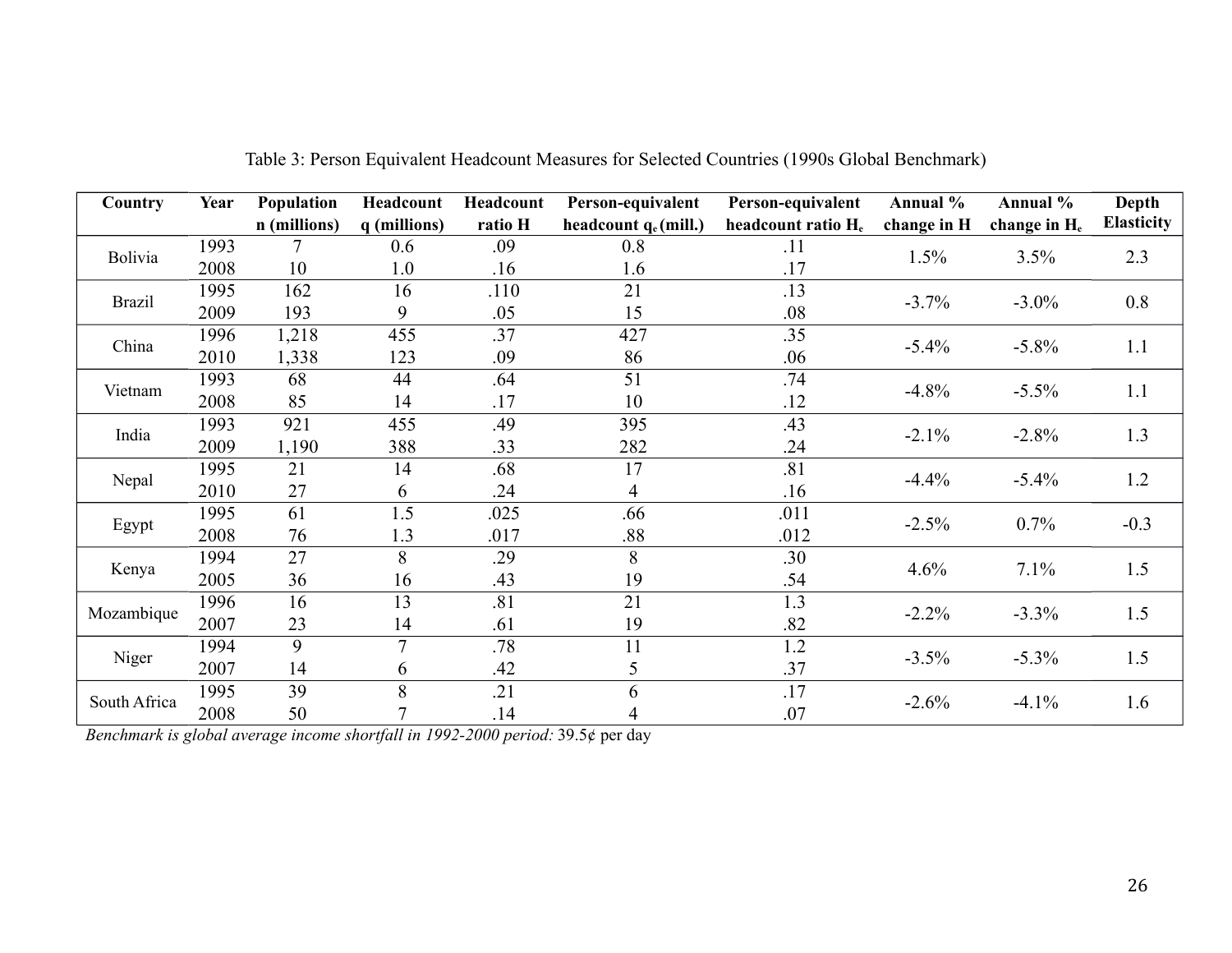Table 3: Person Equivalent Headcount Measures for Selected Countries (1990s Global Benchmark)

| Country | Year | Population n (millions) | Headcount q (millions) | Headcount ratio H | Person-equivalent headcount $q_e$ (mill.) | Person-equivalent headcount ratio $H_e$ | Annual % change in H | Annual % change in $H_e$ | Depth Elasticity |
|---|---|---|---|---|---|---|---|---|---|
| Bolivia | 1993 | 7 | 0.6 | .09 | 0.8 | .11 | 1.5% | 3.5% | 2.3 |
| | 2008 | 10 | 1.0 | .16 | 1.6 | .17 | | | |
| Brazil | 1995 | 162 | 16 | .110 | 21 | .13 | -3.7% | -3.0% | 0.8 |
| | 2009 | 193 | 9 | .05 | 15 | .08 | | | |
| China | 1996 | 1,218 | 455 | .37 | 427 | .35 | -5.4% | -5.8% | 1.1 |
| | 2010 | 1,338 | 123 | .09 | 86 | .06 | | | |
| Vietnam | 1993 | 68 | 44 | .64 | 51 | .74 | -4.8% | -5.5% | 1.1 |
| | 2008 | 85 | 14 | .17 | 10 | .12 | | | |
| India | 1993 | 921 | 455 | .49 | 395 | .43 | -2.1% | -2.8% | 1.3 |
| | 2009 | 1,190 | 388 | .33 | 282 | .24 | | | |
| Nepal | 1995 | 21 | 14 | .68 | 17 | .81 | -4.4% | -5.4% | 1.2 |
| | 2010 | 27 | 6 | .24 | 4 | .16 | | | |
| Egypt | 1995 | 61 | 1.5 | .025 | .66 | .011 | -2.5% | 0.7% | -0.3 |
| | 2008 | 76 | 1.3 | .017 | .88 | .012 | | | |
| Kenya | 1994 | 27 | 8 | .29 | 8 | .30 | 4.6% | 7.1% | 1.5 |
| | 2005 | 36 | 16 | .43 | 19 | .54 | | | |
| Mozambique | 1996 | 16 | 13 | .81 | 21 | 1.3 | -2.2% | -3.3% | 1.5 |
| | 2007 | 23 | 14 | .61 | 19 | .82 | | | |
| Niger | 1994 | 9 | 7 | .78 | 11 | 1.2 | -3.5% | -5.3% | 1.5 |
| | 2007 | 14 | 6 | .42 | 5 | .37 | | | |
| South Africa | 1995 | 39 | 8 | .21 | 6 | .17 | -2.6% | -4.1% | 1.6 |
| | 2008 | 50 | 7 | .14 | 4 | .07 | | | |

*Benchmark is global average income shortfall in 1992-2000 period:* 39.5¢ per day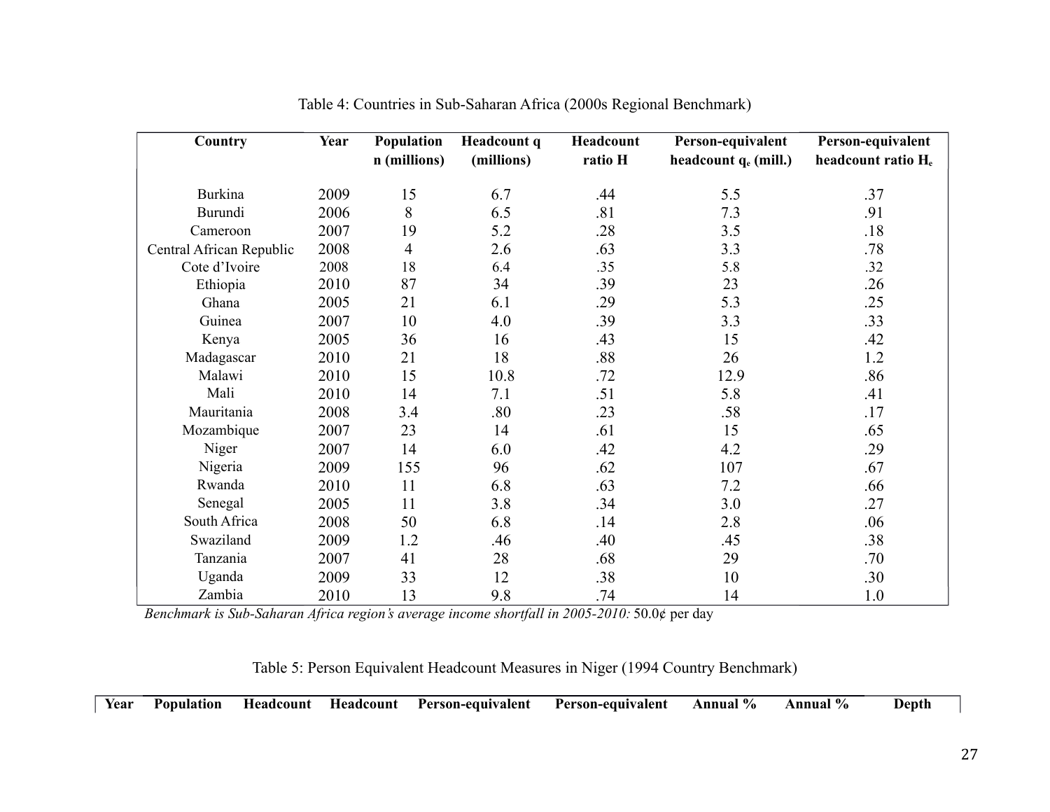Table 4: Countries in Sub-Saharan Africa (2000s Regional Benchmark)

| Country | Year | Population n (millions) | Headcount q (millions) | Headcount ratio H | Person-equivalent headcount $q_e$ (mill.) | Person-equivalent headcount ratio $H_e$ |
|---|---|---|---|---|---|---|
| Burkina | 2009 | 15 | 6.7 | .44 | 5.5 | .37 |
| Burundi | 2006 | 8 | 6.5 | .81 | 7.3 | .91 |
| Cameroon | 2007 | 19 | 5.2 | .28 | 3.5 | .18 |
| Central African Republic | 2008 | 4 | 2.6 | .63 | 3.3 | .78 |
| Cote d'Ivoire | 2008 | 18 | 6.4 | .35 | 5.8 | .32 |
| Ethiopia | 2010 | 87 | 34 | .39 | 23 | .26 |
| Ghana | 2005 | 21 | 6.1 | .29 | 5.3 | .25 |
| Guinea | 2007 | 10 | 4.0 | .39 | 3.3 | .33 |
| Kenya | 2005 | 36 | 16 | .43 | 15 | .42 |
| Madagascar | 2010 | 21 | 18 | .88 | 26 | 1.2 |
| Malawi | 2010 | 15 | 10.8 | .72 | 12.9 | .86 |
| Mali | 2010 | 14 | 7.1 | .51 | 5.8 | .41 |
| Mauritania | 2008 | 3.4 | .80 | .23 | .58 | .17 |
| Mozambique | 2007 | 23 | 14 | .61 | 15 | .65 |
| Niger | 2007 | 14 | 6.0 | .42 | 4.2 | .29 |
| Nigeria | 2009 | 155 | 96 | .62 | 107 | .67 |
| Rwanda | 2010 | 11 | 6.8 | .63 | 7.2 | .66 |
| Senegal | 2005 | 11 | 3.8 | .34 | 3.0 | .27 |
| South Africa | 2008 | 50 | 6.8 | .14 | 2.8 | .06 |
| Swaziland | 2009 | 1.2 | .46 | .40 | .45 | .38 |
| Tanzania | 2007 | 41 | 28 | .68 | 29 | .70 |
| Uganda | 2009 | 33 | 12 | .38 | 10 | .30 |
| Zambia | 2010 | 13 | 9.8 | .74 | 14 | 1.0 |

*Benchmark is Sub-Saharan Africa region's average income shortfall in 2005-2010:* 50.0¢ per day

Table 5: Person Equivalent Headcount Measures in Niger (1994 Country Benchmark)

| Year | Population | Headcount | Headcount | Person-equivalent | Person-equivalent | Annual % | Annual % | Depth |
|---|---|---|---|---|---|---|---|---|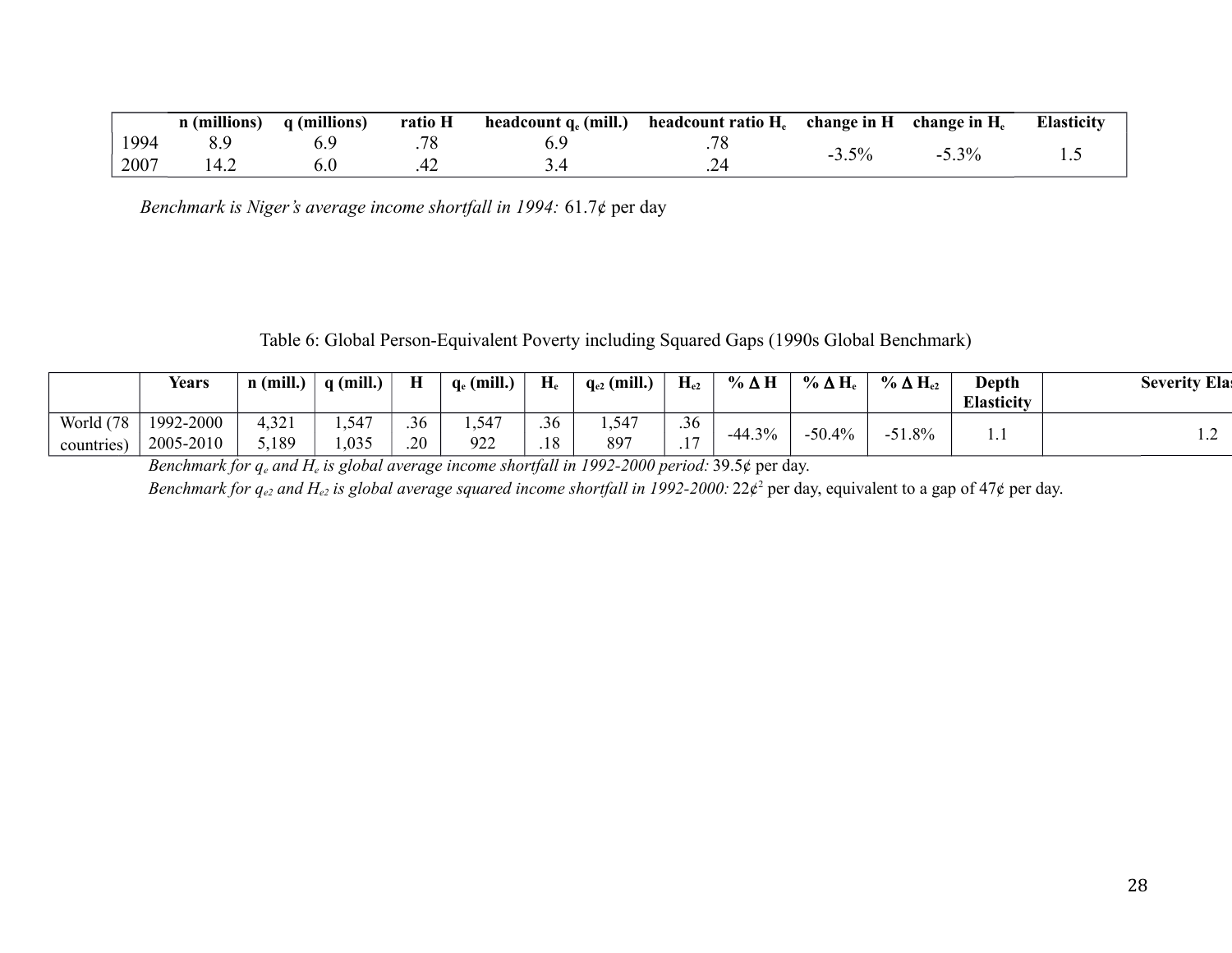|  | n (millions) | q (millions) | ratio H | headcount $q_e$ (mill.) | headcount ratio $H_e$ | change in H | change in $H_e$ | Elasticity |
|---|---|---|---|---|---|---|---|---|
| 1994 | 8.9 | 6.9 | .78 | 6.9 | .78 | -3.5% | -5.3% | 1.5 |
| 2007 | 14.2 | 6.0 | .42 | 3.4 | .24 |  |  |  |

*Benchmark is Niger's average income shortfall in 1994:* 61.7¢ per day

Table 6: Global Person-Equivalent Poverty including Squared Gaps (1990s Global Benchmark)

|  | Years | n (mill.) | q (mill.) | H | $q_e$ (mill.) | $H_e$ | $q_{e2}$ (mill.) | $H_{e2}$ | % Δ H | % Δ $H_e$ | % Δ $H_{e2}$ | Depth Elasticity | Severity Ela |
|---|---|---|---|---|---|---|---|---|---|---|---|---|---|
| World (78 countries) | 1992-2000 | 4,321 | 1,547 | .36 | 1,547 | .36 | 1,547 | .36 | -44.3% | -50.4% | -51.8% | 1.1 | 1.2 |
|  | 2005-2010 | 5,189 | 1,035 | .20 | 922 | .18 | 897 | .17 |  |  |  |  |  |

*Benchmark for $q_e$ and $H_e$ is global average income shortfall in 1992-2000 period:* 39.5¢ per day.

*Benchmark for $q_{e2}$ and $H_{e2}$ is global average squared income shortfall in 1992-2000:* 22¢$^2$ per day, equivalent to a gap of 47¢ per day.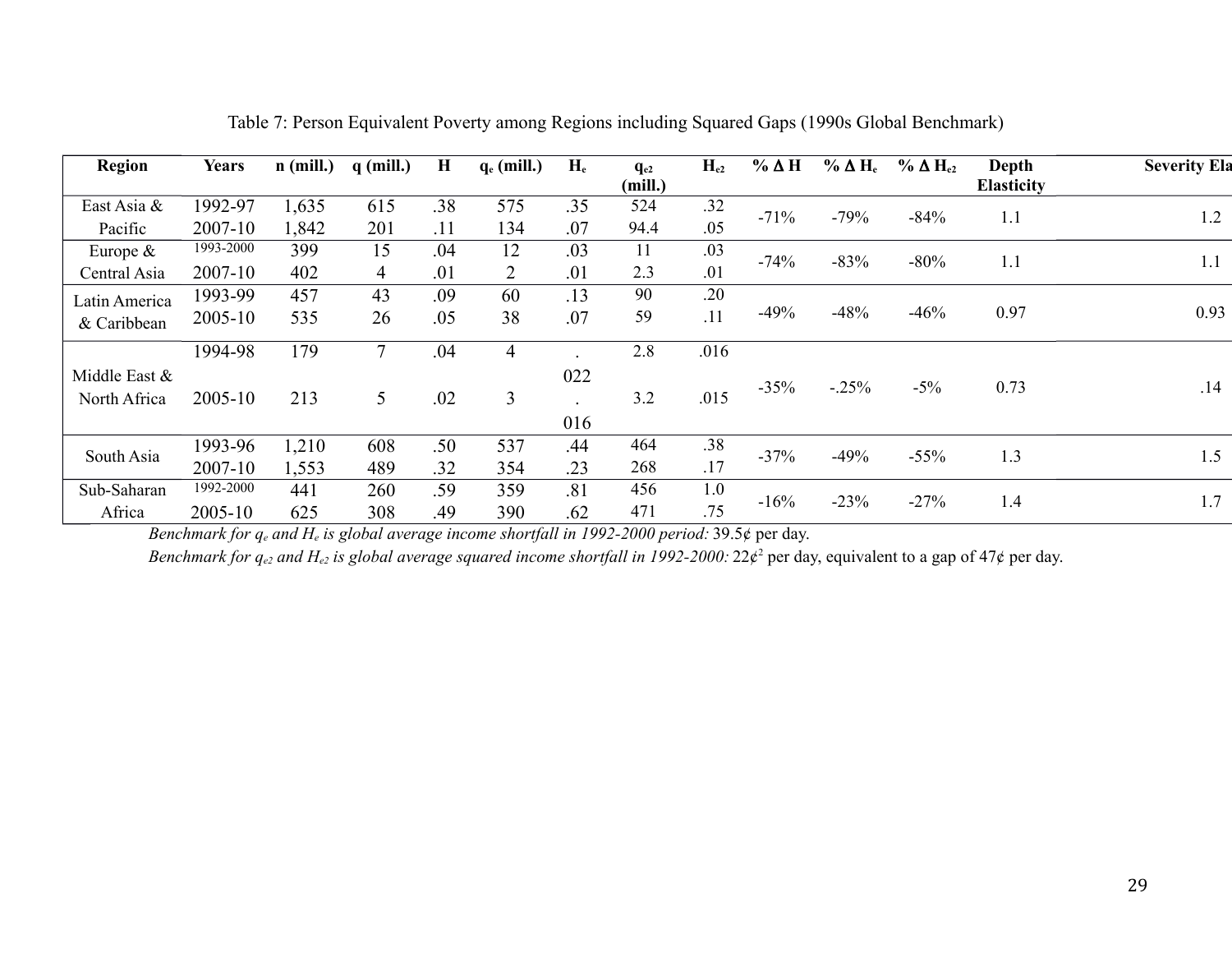Table 7: Person Equivalent Poverty among Regions including Squared Gaps (1990s Global Benchmark)

| Region | Years | n (mill.) | q (mill.) | H | $q_e$ (mill.) | $H_e$ | $q_{e2}$ (mill.) | $H_{e2}$ | % Δ H | % Δ $H_e$ | % Δ $H_{e2}$ | Depth Elasticity | Severity Ela |
|---|---|---|---|---|---|---|---|---|---|---|---|---|---|
| East Asia & Pacific | 1992-97 | 1,635 | 615 | .38 | 575 | .35 | 524 | .32 | -71% | -79% | -84% | 1.1 | 1.2 |
| | 2007-10 | 1,842 | 201 | .11 | 134 | .07 | 94.4 | .05 | | | | | |
| Europe & Central Asia | 1993-2000 | 399 | 15 | .04 | 12 | .03 | 11 | .03 | -74% | -83% | -80% | 1.1 | 1.1 |
| | 2007-10 | 402 | 4 | .01 | 2 | .01 | 2.3 | .01 | | | | | |
| Latin America & Caribbean | 1993-99 | 457 | 43 | .09 | 60 | .13 | 90 | .20 | -49% | -48% | -46% | 0.97 | 0.93 |
| | 2005-10 | 535 | 26 | .05 | 38 | .07 | 59 | .11 | | | | | |
| Middle East & North Africa | 1994-98 | 179 | 7 | .04 | 4 | .022 | 2.8 | .016 | -35% | -.25% | -5% | 0.73 | .14 |
| | 2005-10 | 213 | 5 | .02 | 3 | .016 | 3.2 | .015 | | | | | |
| South Asia | 1993-96 | 1,210 | 608 | .50 | 537 | .44 | 464 | .38 | -37% | -49% | -55% | 1.3 | 1.5 |
| | 2007-10 | 1,553 | 489 | .32 | 354 | .23 | 268 | .17 | | | | | |
| Sub-Saharan Africa | 1992-2000 | 441 | 260 | .59 | 359 | .81 | 456 | 1.0 | -16% | -23% | -27% | 1.4 | 1.7 |
| | 2005-10 | 625 | 308 | .49 | 390 | .62 | 471 | .75 | | | | | |

*Benchmark for $q_e$ and $H_e$ is global average income shortfall in 1992-2000 period:* 39.5¢ per day.

*Benchmark for $q_{e2}$ and $H_{e2}$ is global average squared income shortfall in 1992-2000:* 22¢$^2$ per day, equivalent to a gap of 47¢ per day.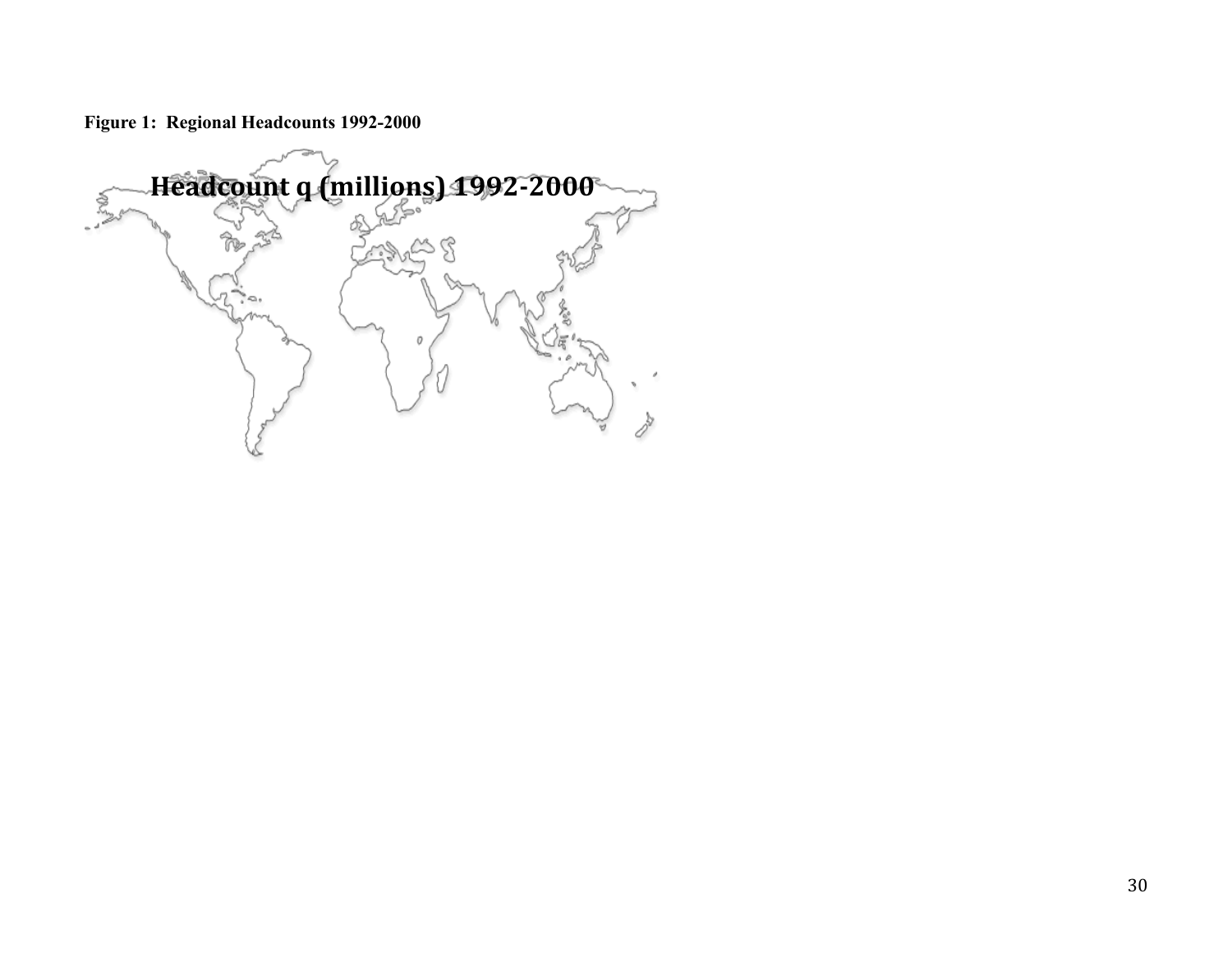**Figure 1: Regional Headcounts 1992-2000**

**Headcount q (millions) 1992-2000**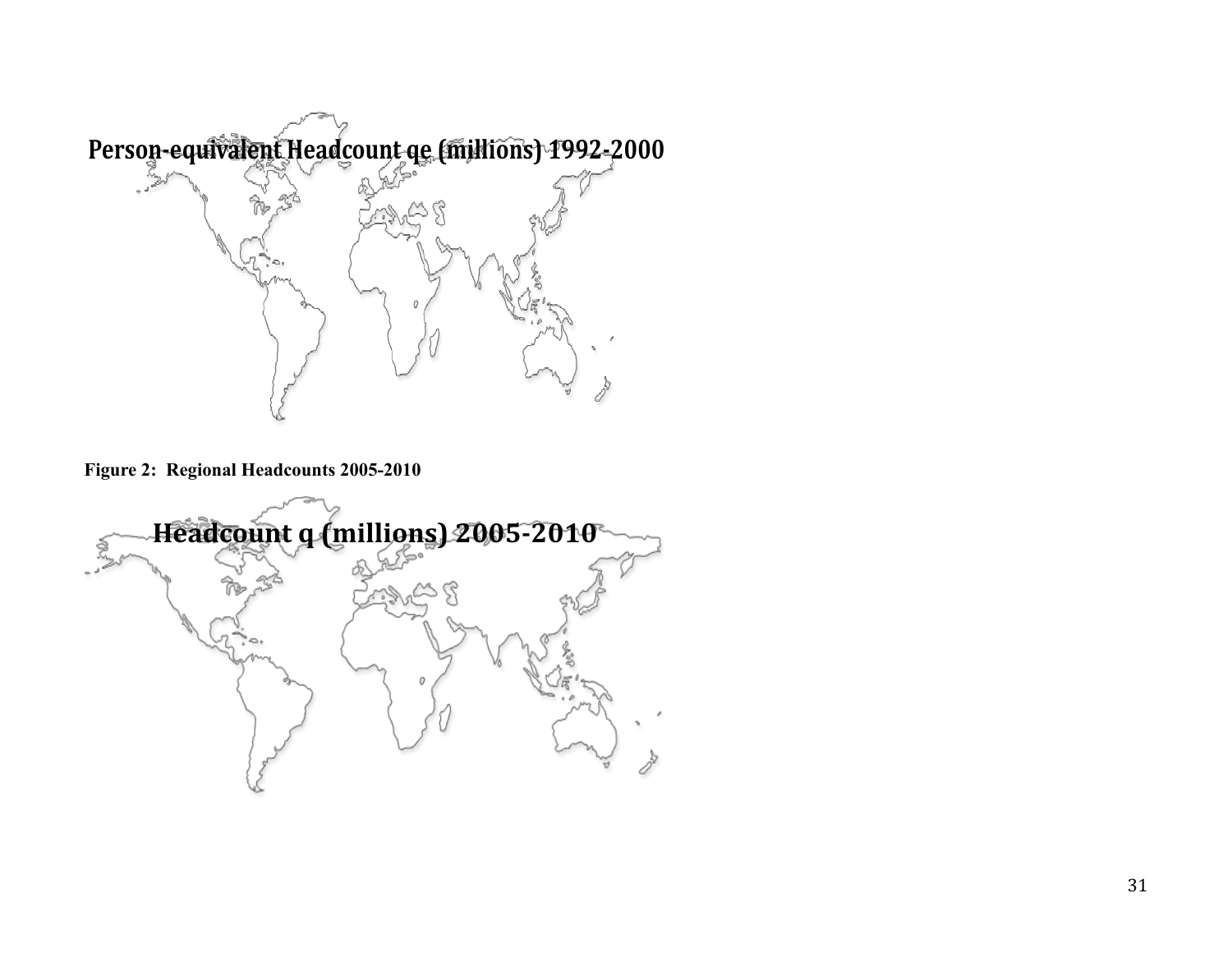Person-equivalent Headcount qe (millions) 1992-2000

**Figure 2: Regional Headcounts 2005-2010**

Headcount q (millions) 2005-2010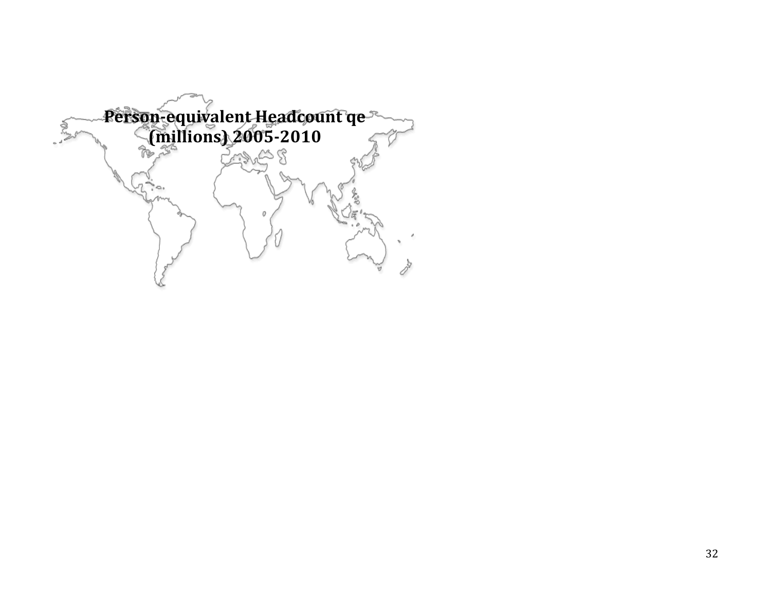**Person-equivalent Headcount qe (millions) 2005-2010**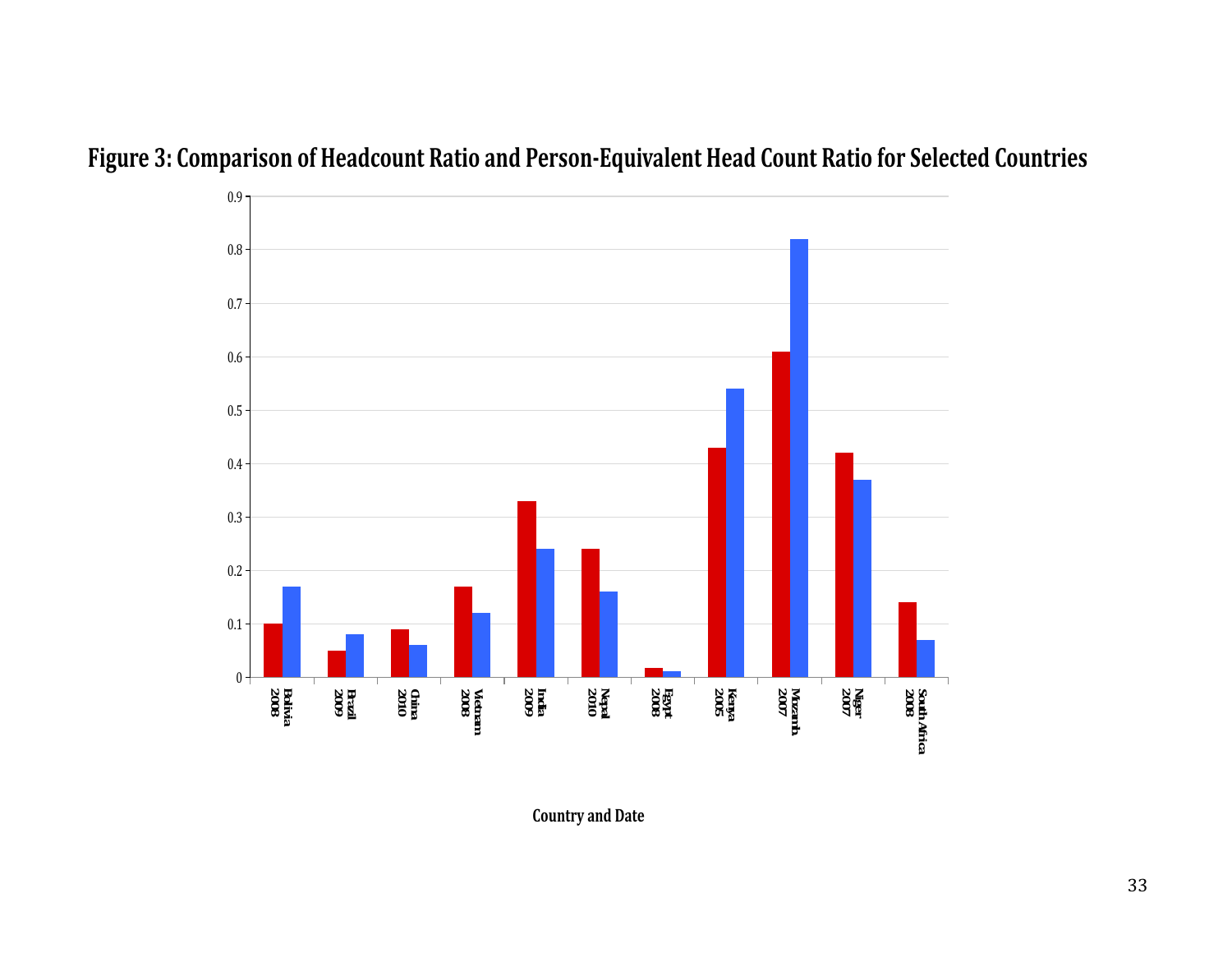# Figure 3: Comparison of Headcount Ratio and Person-Equivalent Head Count Ratio for Selected Countries

| Country and Date | Headcount Ratio (red) | Person-Equivalent Head Count Ratio (blue) |
|---|---|---|
| Bolivia 2008 | 0.10 | 0.17 |
| Brazil 2009 | 0.05 | 0.08 |
| China 2010 | 0.09 | 0.06 |
| Vietnam 2008 | 0.17 | 0.12 |
| India 2009 | 0.33 | 0.24 |
| Nepal 2010 | 0.24 | 0.16 |
| Egypt 2008 | 0.017 | 0.011 |
| Kenya 2005 | 0.43 | 0.54 |
| Mozamb 2007 | 0.61 | 0.82 |
| Niger 2007 | 0.42 | 0.37 |
| South Africa 2008 | 0.14 | 0.07 |

Country and Date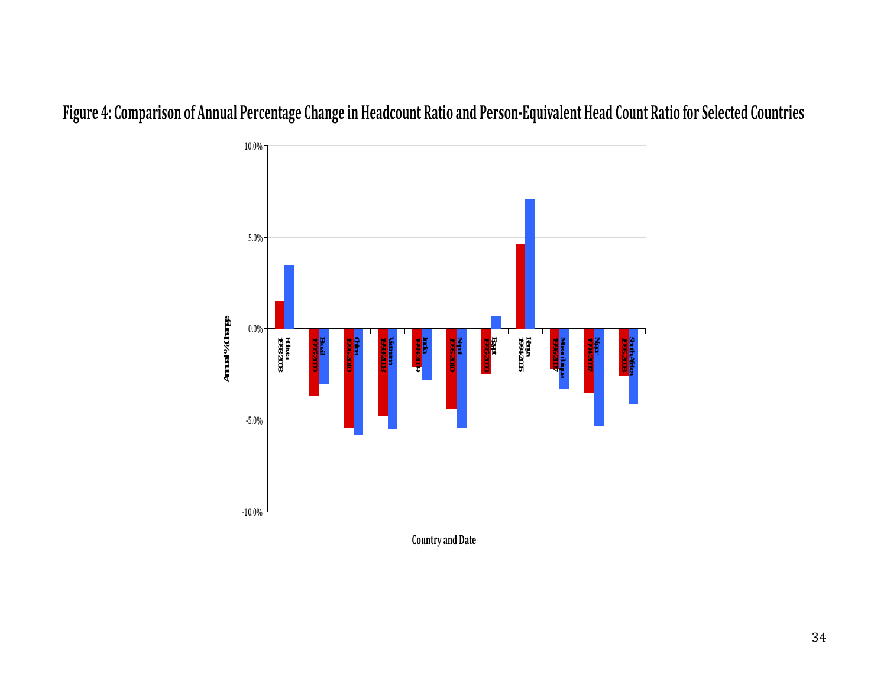# Figure 4: Comparison of Annual Percentage Change in Headcount Ratio and Person-Equivalent Head Count Ratio for Selected Countries

10.0%
5.0%
0.0%
-5.0%
-10.0%

Annual % Change

Bolivia 1998-2008
Brazil 1995-2009
China 1996-2010
Vietnam 1998-2008
India 1993-2009
Nepal 1996-2010
Egypt 1982-2008
Kenya 1994-2005
Mozambique 1996-2007
Niger 1994-2007
South Africa 1995-2008

Country and Date